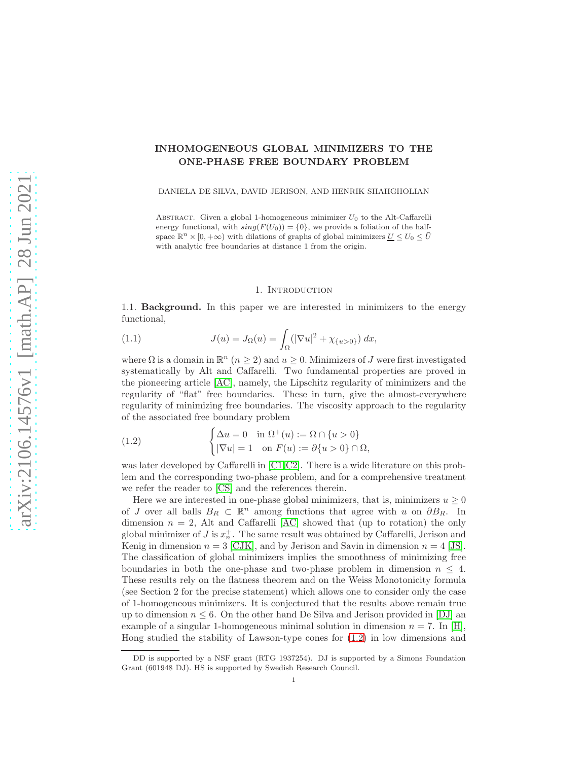# INHOMOGENEOUS GLOBAL MINIMIZERS TO THE ONE-PHASE FREE BOUNDARY PROBLEM

DANIELA DE SILVA, DAVID JERISON, AND HENRIK SHAHGHOLIAN

Abstract. Given a global 1-homogeneous minimizer $U_0$ to the Alt-Caffarelli energy functional, with $sing(F(U_0)) = \{0\}$, we provide a foliation of the half-space $\mathbb{R}^n \times [0, +\infty)$ with dilations of graphs of global minimizers $\underline{U} \leq U_0 \leq \bar{U}$ with analytic free boundaries at distance 1 from the origin.

## 1. Introduction

### 1.1. Background.

In this paper we are interested in minimizers to the energy functional,

$$J(u) = J_\Omega(u) = \int_\Omega (|\nabla u|^2 + \chi_{\{u>0\}})\, dx, \tag{1.1}$$

where $\Omega$ is a domain in $\mathbb{R}^n$ ($n \geq 2$) and $u \geq 0$. Minimizers of $J$ were first investigated systematically by Alt and Caffarelli. Two fundamental properties are proved in the pioneering article [AC], namely, the Lipschitz regularity of minimizers and the regularity of "flat" free boundaries. These in turn, give the almost-everywhere regularity of minimizing free boundaries. The viscosity approach to the regularity of the associated free boundary problem

$$\begin{cases} \Delta u = 0 & \text{in } \Omega^+(u) := \Omega \cap \{u > 0\} \\ |\nabla u| = 1 & \text{on } F(u) := \partial\{u > 0\} \cap \Omega, \end{cases} \tag{1.2}$$

was later developed by Caffarelli in [C1,C2]. There is a wide literature on this problem and the corresponding two-phase problem, and for a comprehensive treatment we refer the reader to [CS] and the references therein.

Here we are interested in one-phase global minimizers, that is, minimizers $u \geq 0$ of $J$ over all balls $B_R \subset \mathbb{R}^n$ among functions that agree with $u$ on $\partial B_R$. In dimension $n = 2$, Alt and Caffarelli [AC] showed that (up to rotation) the only global minimizer of $J$ is $x_n^+$. The same result was obtained by Caffarelli, Jerison and Kenig in dimension $n = 3$ [CJK], and by Jerison and Savin in dimension $n = 4$ [JS]. The classification of global minimizers implies the smoothness of minimizing free boundaries in both the one-phase and two-phase problem in dimension $n \leq 4$. These results rely on the flatness theorem and on the Weiss Monotonicity formula (see Section 2 for the precise statement) which allows one to consider only the case of 1-homogeneous minimizers. It is conjectured that the results above remain true up to dimension $n \leq 6$. On the other hand De Silva and Jerison provided in [DJ] an example of a singular 1-homogeneous minimal solution in dimension $n = 7$. In [H], Hong studied the stability of Lawson-type cones for (1.2) in low dimensions and

DD is supported by a NSF grant (RTG 1937254). DJ is supported by a Simons Foundation Grant (601948 DJ). HS is supported by Swedish Research Council.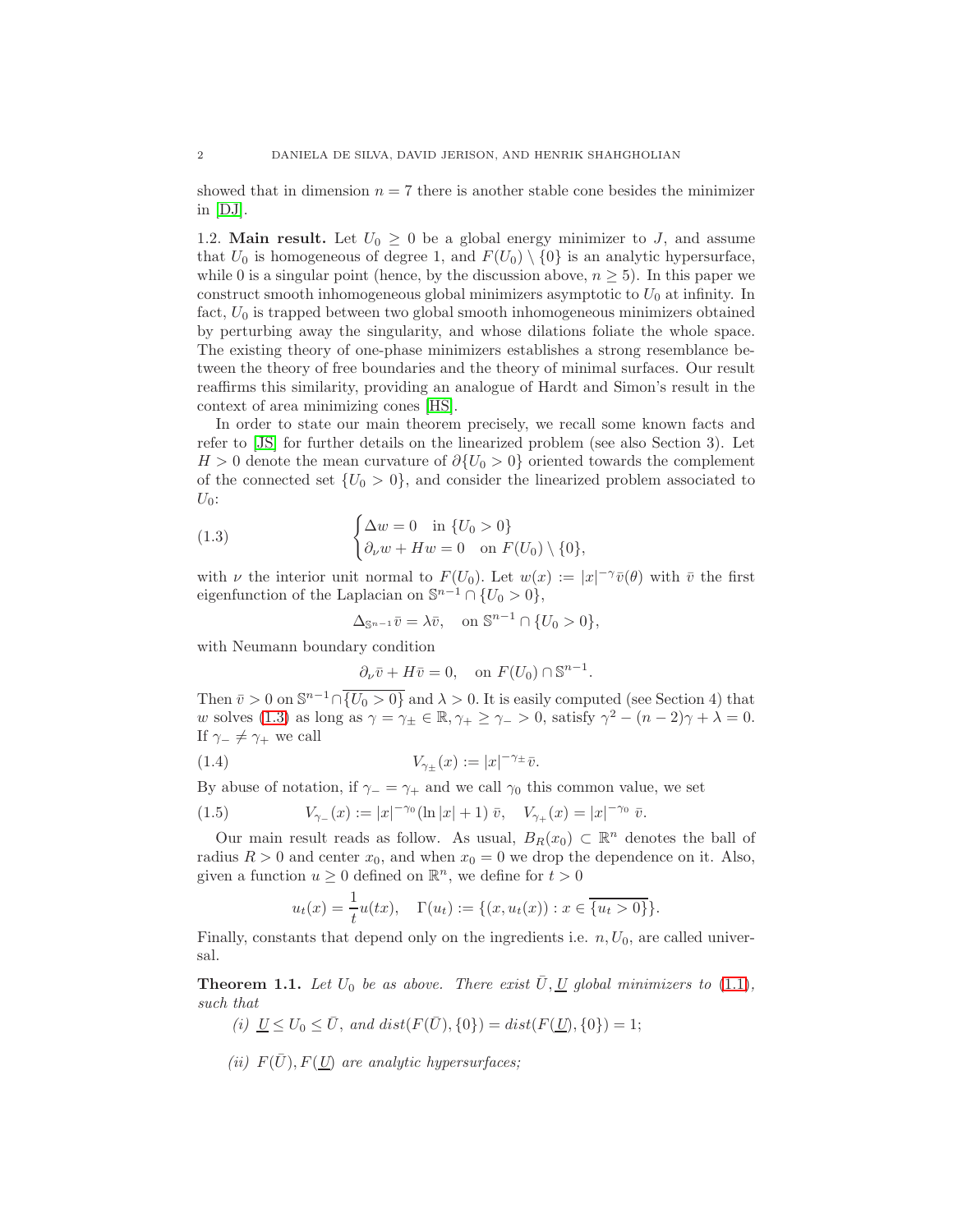showed that in dimension $n = 7$ there is another stable cone besides the minimizer in [DJ].

1.2. **Main result.** Let $U_0 \geq 0$ be a global energy minimizer to $J$, and assume that $U_0$ is homogeneous of degree 1, and $F(U_0) \setminus \{0\}$ is an analytic hypersurface, while 0 is a singular point (hence, by the discussion above, $n \geq 5$). In this paper we construct smooth inhomogeneous global minimizers asymptotic to $U_0$ at infinity. In fact, $U_0$ is trapped between two global smooth inhomogeneous minimizers obtained by perturbing away the singularity, and whose dilations foliate the whole space. The existing theory of one-phase minimizers establishes a strong resemblance between the theory of free boundaries and the theory of minimal surfaces. Our result reaffirms this similarity, providing an analogue of Hardt and Simon's result in the context of area minimizing cones [HS].

In order to state our main theorem precisely, we recall some known facts and refer to [JS] for further details on the linearized problem (see also Section 3). Let $H > 0$ denote the mean curvature of $\partial\{U_0 > 0\}$ oriented towards the complement of the connected set $\{U_0 > 0\}$, and consider the linearized problem associated to $U_0$:

$$
\begin{cases} \Delta w = 0 & \text{in } \{U_0 > 0\} \\ \partial_\nu w + Hw = 0 & \text{on } F(U_0) \setminus \{0\}, \end{cases} \tag{1.3}
$$

with $\nu$ the interior unit normal to $F(U_0)$. Let $w(x) := |x|^{-\gamma}\bar{v}(\theta)$ with $\bar{v}$ the first eigenfunction of the Laplacian on $\mathbb{S}^{n-1} \cap \{U_0 > 0\}$,

$$
\Delta_{\mathbb{S}^{n-1}} \bar{v} = \lambda \bar{v}, \quad \text{on } \mathbb{S}^{n-1} \cap \{U_0 > 0\},
$$

with Neumann boundary condition

$$
\partial_\nu \bar{v} + H\bar{v} = 0, \quad \text{on } F(U_0) \cap \mathbb{S}^{n-1}.
$$

Then $\bar{v} > 0$ on $\mathbb{S}^{n-1} \cap \overline{\{U_0 > 0\}}$ and $\lambda > 0$. It is easily computed (see Section 4) that $w$ solves (1.3) as long as $\gamma = \gamma_\pm \in \mathbb{R}, \gamma_+ \geq \gamma_- > 0$, satisfy $\gamma^2 - (n-2)\gamma + \lambda = 0$. If $\gamma_- \neq \gamma_+$ we call

$$
V_{\gamma_\pm}(x) := |x|^{-\gamma_\pm}\bar{v}. \tag{1.4}
$$

By abuse of notation, if $\gamma_- = \gamma_+$ and we call $\gamma_0$ this common value, we set

$$
V_{\gamma_-}(x) := |x|^{-\gamma_0}(\ln|x| + 1)\,\bar{v}, \quad V_{\gamma_+}(x) = |x|^{-\gamma_0}\,\bar{v}. \tag{1.5}
$$

Our main result reads as follow. As usual, $B_R(x_0) \subset \mathbb{R}^n$ denotes the ball of radius $R > 0$ and center $x_0$, and when $x_0 = 0$ we drop the dependence on it. Also, given a function $u \geq 0$ defined on $\mathbb{R}^n$, we define for $t > 0$

$$
u_t(x) = \frac{1}{t}u(tx), \quad \Gamma(u_t) := \{(x, u_t(x)) : x \in \overline{\{u_t > 0\}}\}.
$$

Finally, constants that depend only on the ingredients i.e. $n, U_0$, are called universal.

**Theorem 1.1.** *Let $U_0$ be as above. There exist $\bar{U}, \underline{U}$ global minimizers to (1.1), such that*

*(i) $\underline{U} \leq U_0 \leq \bar{U}$, and $dist(F(\bar{U}), \{0\}) = dist(F(\underline{U}), \{0\}) = 1$;*

*(ii) $F(\bar{U}), F(\underline{U})$ are analytic hypersurfaces;*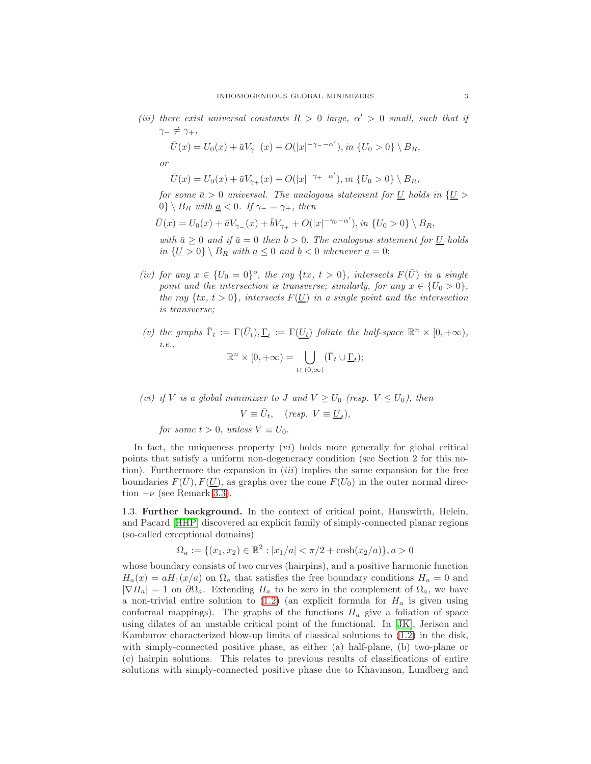*(iii)* *there exist universal constants $R > 0$ large, $\alpha' > 0$ small, such that if $\gamma_- \neq \gamma_+$,*

$$\bar{U}(x) = U_0(x) + \bar{a}V_{\gamma_-}(x) + O(|x|^{-\gamma_- - \alpha'}), \text{ in } \{U_0 > 0\} \setminus B_R,$$

*or*

$$\bar{U}(x) = U_0(x) + \bar{a}V_{\gamma_+}(x) + O(|x|^{-\gamma_+ - \alpha'}), \text{ in } \{U_0 > 0\} \setminus B_R,$$

*for some $\bar{a} > 0$ universal. The analogous statement for $\underline{U}$ holds in $\{\underline{U} > 0\} \setminus B_R$ with $\underline{a} < 0$. If $\gamma_- = \gamma_+$, then*

$$\bar{U}(x) = U_0(x) + \bar{a}V_{\gamma_-}(x) + \bar{b}V_{\gamma_+} + O(|x|^{-\gamma_0 - \alpha'}), \text{ in } \{U_0 > 0\} \setminus B_R,$$

*with $\bar{a} \geq 0$ and if $\bar{a} = 0$ then $\bar{b} > 0$. The analogous statement for $\underline{U}$ holds in $\{\underline{U} > 0\} \setminus B_R$ with $\underline{a} \leq 0$ and $\underline{b} < 0$ whenever $\underline{a} = 0$;*

*(iv)* *for any $x \in \{U_0 = 0\}^o$, the ray $\{tx,\ t > 0\}$, intersects $F(\bar{U})$ in a single point and the intersection is transverse; similarly, for any $x \in \{U_0 > 0\}$, the ray $\{tx,\ t > 0\}$, intersects $F(\underline{U})$ in a single point and the intersection is transverse;*

*(v)* *the graphs $\bar{\Gamma}_t := \Gamma(\bar{U}_t), \underline{\Gamma}_t := \Gamma(\underline{U}_t)$ foliate the half-space $\mathbb{R}^n \times [0, +\infty)$, i.e.,*

$$\mathbb{R}^n \times [0, +\infty) = \bigcup_{t \in (0,\infty)} (\bar{\Gamma}_t \cup \underline{\Gamma}_t);$$

*(vi)* *if $V$ is a global minimizer to $J$ and $V \geq U_0$ (resp. $V \leq U_0$), then*

$$V \equiv \bar{U}_t, \quad (\text{resp. } V \equiv \underline{U}_t),$$

*for some $t > 0$, unless $V \equiv U_0$.*

In fact, the uniqueness property $(vi)$ holds more generally for global critical points that satisfy a uniform non-degeneracy condition (see Section 2 for this notion). Furthermore the expansion in $(iii)$ implies the same expansion for the free boundaries $F(\bar{U}), F(\underline{U})$, as graphs over the cone $F(U_0)$ in the outer normal direction $-\nu$ (see Remark 3.3).

## 1.3. Further background.

In the context of critical point, Hauswirth, Helein, and Pacard [HHP] discovered an explicit family of simply-connected planar regions (so-called exceptional domains)

$$\Omega_a := \{(x_1, x_2) \in \mathbb{R}^2 : |x_1/a| < \pi/2 + \cosh(x_2/a)\}, a > 0$$

whose boundary consists of two curves (hairpins), and a positive harmonic function $H_a(x) = aH_1(x/a)$ on $\Omega_a$ that satisfies the free boundary conditions $H_a = 0$ and $|\nabla H_a| = 1$ on $\partial\Omega_a$. Extending $H_a$ to be zero in the complement of $\Omega_a$, we have a non-trivial entire solution to (1.2) (an explicit formula for $H_a$ is given using conformal mappings). The graphs of the functions $H_a$ give a foliation of space using dilates of an unstable critical point of the functional. In [JK], Jerison and Kamburov characterized blow-up limits of classical solutions to (1.2) in the disk, with simply-connected positive phase, as either (a) half-plane, (b) two-plane or (c) hairpin solutions. This relates to previous results of classifications of entire solutions with simply-connected positive phase due to Khavinson, Lundberg and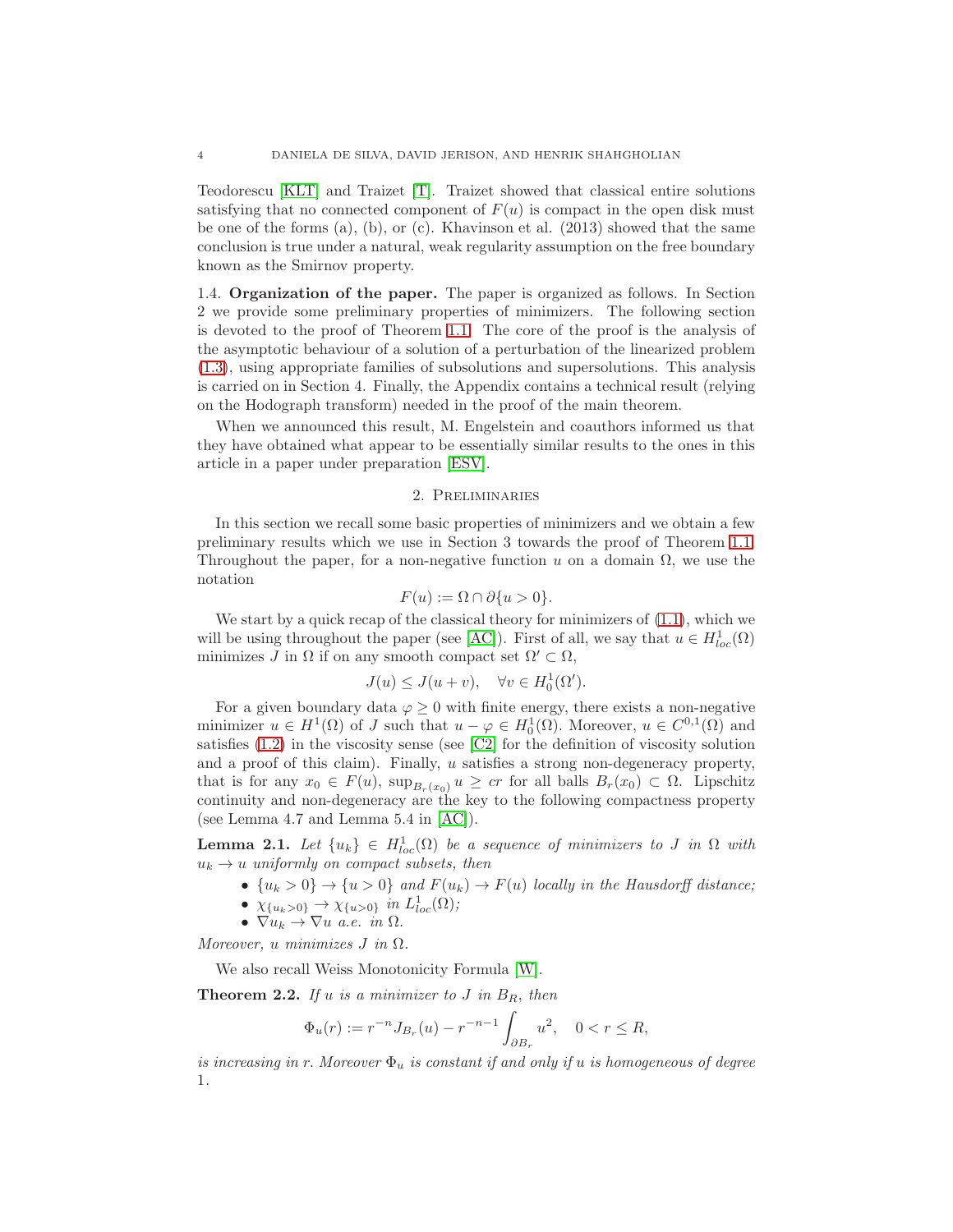Teodorescu [KLT] and Traizet [T]. Traizet showed that classical entire solutions satisfying that no connected component of $F(u)$ is compact in the open disk must be one of the forms (a), (b), or (c). Khavinson et al. (2013) showed that the same conclusion is true under a natural, weak regularity assumption on the free boundary known as the Smirnov property.

1.4. **Organization of the paper.** The paper is organized as follows. In Section 2 we provide some preliminary properties of minimizers. The following section is devoted to the proof of Theorem 1.1. The core of the proof is the analysis of the asymptotic behaviour of a solution of a perturbation of the linearized problem (1.3), using appropriate families of subsolutions and supersolutions. This analysis is carried on in Section 4. Finally, the Appendix contains a technical result (relying on the Hodograph transform) needed in the proof of the main theorem.

When we announced this result, M. Engelstein and coauthors informed us that they have obtained what appear to be essentially similar results to the ones in this article in a paper under preparation [ESV].

## 2. Preliminaries

In this section we recall some basic properties of minimizers and we obtain a few preliminary results which we use in Section 3 towards the proof of Theorem 1.1. Throughout the paper, for a non-negative function $u$ on a domain $\Omega$, we use the notation

$$F(u) := \Omega \cap \partial\{u > 0\}.$$

We start by a quick recap of the classical theory for minimizers of (1.1), which we will be using throughout the paper (see [AC]). First of all, we say that $u \in H^1_{loc}(\Omega)$ minimizes $J$ in $\Omega$ if on any smooth compact set $\Omega' \subset \Omega$,

$$J(u) \leq J(u + v), \quad \forall v \in H^1_0(\Omega').$$

For a given boundary data $\varphi \geq 0$ with finite energy, there exists a non-negative minimizer $u \in H^1(\Omega)$ of $J$ such that $u - \varphi \in H^1_0(\Omega)$. Moreover, $u \in C^{0,1}(\Omega)$ and satisfies (1.2) in the viscosity sense (see [C2] for the definition of viscosity solution and a proof of this claim). Finally, $u$ satisfies a strong non-degeneracy property, that is for any $x_0 \in F(u)$, $\sup_{B_r(x_0)} u \geq cr$ for all balls $B_r(x_0) \subset \Omega$. Lipschitz continuity and non-degeneracy are the key to the following compactness property (see Lemma 4.7 and Lemma 5.4 in [AC]).

**Lemma 2.1.** *Let $\{u_k\} \in H^1_{loc}(\Omega)$ be a sequence of minimizers to $J$ in $\Omega$ with $u_k \to u$ uniformly on compact subsets, then*

- *$\{u_k > 0\} \to \{u > 0\}$ and $F(u_k) \to F(u)$ locally in the Hausdorff distance;*
- *$\chi_{\{u_k>0\}} \to \chi_{\{u>0\}}$ in $L^1_{loc}(\Omega)$;*
- *$\nabla u_k \to \nabla u$ a.e. in $\Omega$.*

*Moreover, $u$ minimizes $J$ in $\Omega$.*

We also recall Weiss Monotonicity Formula [W].

**Theorem 2.2.** *If $u$ is a minimizer to $J$ in $B_R$, then*

$$\Phi_u(r) := r^{-n} J_{B_r}(u) - r^{-n-1} \int_{\partial B_r} u^2, \quad 0 < r \leq R,$$

*is increasing in $r$. Moreover $\Phi_u$ is constant if and only if $u$ is homogeneous of degree 1.*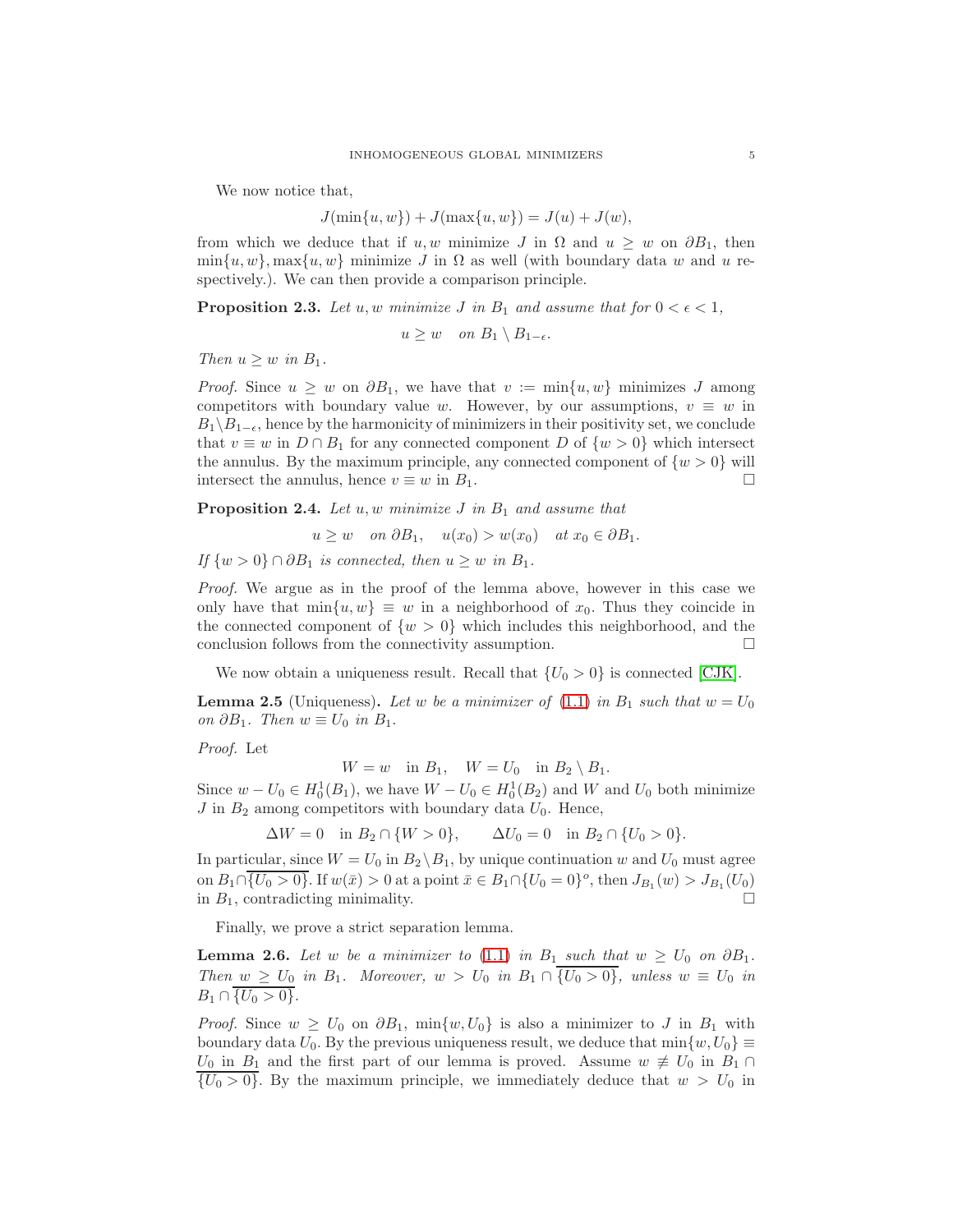We now notice that,

$$J(\min\{u,w\}) + J(\max\{u,w\}) = J(u) + J(w),$$

from which we deduce that if $u, w$ minimize $J$ in $\Omega$ and $u \geq w$ on $\partial B_1$, then $\min\{u,w\}, \max\{u,w\}$ minimize $J$ in $\Omega$ as well (with boundary data $w$ and $u$ respectively.). We can then provide a comparison principle.

**Proposition 2.3.** *Let $u, w$ minimize $J$ in $B_1$ and assume that for $0 < \epsilon < 1$,*

$$u \geq w \quad \text{on } B_1 \setminus B_{1-\epsilon}.$$

*Then $u \geq w$ in $B_1$.*

*Proof.* Since $u \geq w$ on $\partial B_1$, we have that $v := \min\{u,w\}$ minimizes $J$ among competitors with boundary value $w$. However, by our assumptions, $v \equiv w$ in $B_1 \setminus B_{1-\epsilon}$, hence by the harmonicity of minimizers in their positivity set, we conclude that $v \equiv w$ in $D \cap B_1$ for any connected component $D$ of $\{w > 0\}$ which intersect the annulus. By the maximum principle, any connected component of $\{w > 0\}$ will intersect the annulus, hence $v \equiv w$ in $B_1$. $\square$

**Proposition 2.4.** *Let $u, w$ minimize $J$ in $B_1$ and assume that*

$$u \geq w \quad \text{on } \partial B_1, \quad u(x_0) > w(x_0) \quad \text{at } x_0 \in \partial B_1.$$

*If $\{w > 0\} \cap \partial B_1$ is connected, then $u \geq w$ in $B_1$.*

*Proof.* We argue as in the proof of the lemma above, however in this case we only have that $\min\{u,w\} \equiv w$ in a neighborhood of $x_0$. Thus they coincide in the connected component of $\{w > 0\}$ which includes this neighborhood, and the conclusion follows from the connectivity assumption. $\square$

We now obtain a uniqueness result. Recall that $\{U_0 > 0\}$ is connected [CJK].

**Lemma 2.5** (Uniqueness)**.** *Let $w$ be a minimizer of (1.1) in $B_1$ such that $w = U_0$ on $\partial B_1$. Then $w \equiv U_0$ in $B_1$.*

*Proof.* Let

$$W = w \quad \text{in } B_1, \quad W = U_0 \quad \text{in } B_2 \setminus B_1.$$

Since $w - U_0 \in H_0^1(B_1)$, we have $W - U_0 \in H_0^1(B_2)$ and $W$ and $U_0$ both minimize $J$ in $B_2$ among competitors with boundary data $U_0$. Hence,

$$\Delta W = 0 \quad \text{in } B_2 \cap \{W > 0\}, \qquad \Delta U_0 = 0 \quad \text{in } B_2 \cap \{U_0 > 0\}.$$

In particular, since $W = U_0$ in $B_2 \setminus B_1$, by unique continuation $w$ and $U_0$ must agree on $B_1 \cap \overline{\{U_0 > 0\}}$. If $w(\bar{x}) > 0$ at a point $\bar{x} \in B_1 \cap \{U_0 = 0\}^o$, then $J_{B_1}(w) > J_{B_1}(U_0)$ in $B_1$, contradicting minimality. $\square$

Finally, we prove a strict separation lemma.

**Lemma 2.6.** *Let $w$ be a minimizer to (1.1) in $B_1$ such that $w \geq U_0$ on $\partial B_1$. Then $w \geq U_0$ in $B_1$. Moreover, $w > U_0$ in $B_1 \cap \overline{\{U_0 > 0\}}$, unless $w \equiv U_0$ in $B_1 \cap \overline{\{U_0 > 0\}}$.*

*Proof.* Since $w \geq U_0$ on $\partial B_1$, $\min\{w, U_0\}$ is also a minimizer to $J$ in $B_1$ with boundary data $U_0$. By the previous uniqueness result, we deduce that $\min\{w, U_0\} \equiv U_0$ in $B_1$ and the first part of our lemma is proved. Assume $w \not\equiv U_0$ in $B_1 \cap \overline{\{U_0 > 0\}}$. By the maximum principle, we immediately deduce that $w > U_0$ in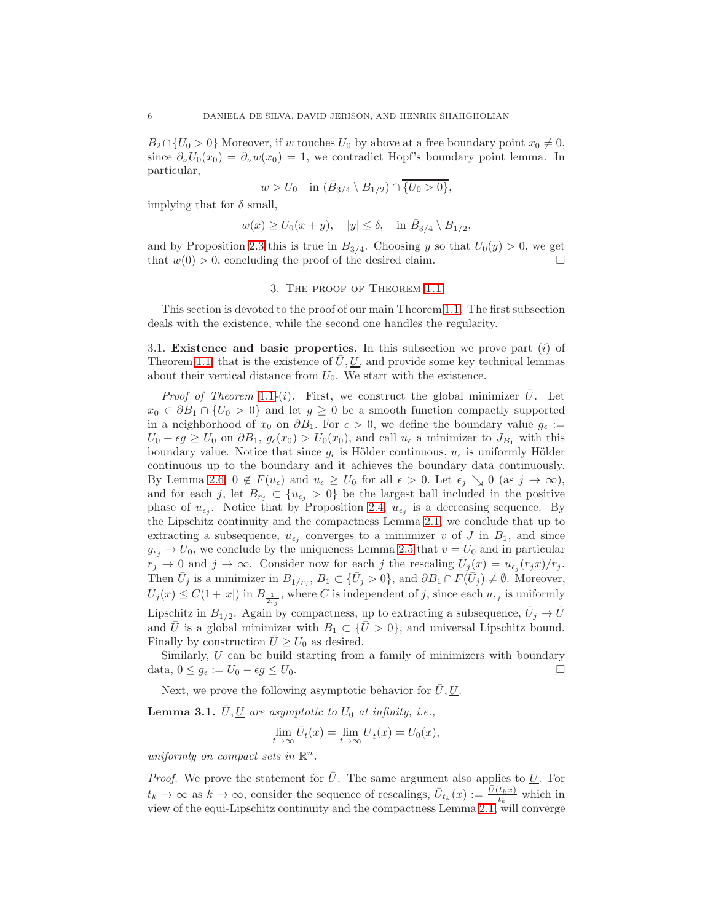$B_2 \cap \{U_0 > 0\}$ Moreover, if $w$ touches $U_0$ by above at a free boundary point $x_0 \neq 0$, since $\partial_\nu U_0(x_0) = \partial_\nu w(x_0) = 1$, we contradict Hopf's boundary point lemma. In particular,

$$w > U_0 \quad \text{in } (\bar{B}_{3/4} \setminus B_{1/2}) \cap \overline{\{U_0 > 0\}},$$

implying that for $\delta$ small,

$$w(x) \geq U_0(x + y), \quad |y| \leq \delta, \quad \text{in } \bar{B}_{3/4} \setminus B_{1/2},$$

and by Proposition 2.3 this is true in $B_{3/4}$. Choosing $y$ so that $U_0(y) > 0$, we get that $w(0) > 0$, concluding the proof of the desired claim. $\square$

## 3. The proof of Theorem 1.1

This section is devoted to the proof of our main Theorem 1.1. The first subsection deals with the existence, while the second one handles the regularity.

### 3.1. Existence and basic properties.

In this subsection we prove part $(i)$ of Theorem 1.1, that is the existence of $\bar{U}, \underline{U}$, and provide some key technical lemmas about their vertical distance from $U_0$. We start with the existence.

*Proof of Theorem 1.1-(i).* First, we construct the global minimizer $\bar{U}$. Let $x_0 \in \partial B_1 \cap \{U_0 > 0\}$ and let $g \geq 0$ be a smooth function compactly supported in a neighborhood of $x_0$ on $\partial B_1$. For $\epsilon > 0$, we define the boundary value $g_\epsilon := U_0 + \epsilon g \geq U_0$ on $\partial B_1$, $g_\epsilon(x_0) > U_0(x_0)$, and call $u_\epsilon$ a minimizer to $J_{B_1}$ with this boundary value. Notice that since $g_\epsilon$ is Hölder continuous, $u_\epsilon$ is uniformly Hölder continuous up to the boundary and it achieves the boundary data continuously. By Lemma 2.6, $0 \notin F(u_\epsilon)$ and $u_\epsilon \geq U_0$ for all $\epsilon > 0$. Let $\epsilon_j \searrow 0$ (as $j \to \infty$), and for each $j$, let $B_{r_j} \subset \{u_{\epsilon_j} > 0\}$ be the largest ball included in the positive phase of $u_{\epsilon_j}$. Notice that by Proposition 2.4, $u_{\epsilon_j}$ is a decreasing sequence. By the Lipschitz continuity and the compactness Lemma 2.1, we conclude that up to extracting a subsequence, $u_{\epsilon_j}$ converges to a minimizer $v$ of $J$ in $B_1$, and since $g_{\epsilon_j} \to U_0$, we conclude by the uniqueness Lemma 2.5 that $v = U_0$ and in particular $r_j \to 0$ and $j \to \infty$. Consider now for each $j$ the rescaling $\bar{U}_j(x) = u_{\epsilon_j}(r_j x)/r_j$. Then $\bar{U}_j$ is a minimizer in $B_{1/r_j}$, $B_1 \subset \{\bar{U}_j > 0\}$, and $\partial B_1 \cap F(\bar{U}_j) \neq \emptyset$. Moreover, $\bar{U}_j(x) \leq C(1 + |x|)$ in $B_{\frac{1}{2r_j}}$, where $C$ is independent of $j$, since each $u_{\epsilon_j}$ is uniformly Lipschitz in $B_{1/2}$. Again by compactness, up to extracting a subsequence, $\bar{U}_j \to \bar{U}$ and $\bar{U}$ is a global minimizer with $B_1 \subset \{\bar{U} > 0\}$, and universal Lipschitz bound. Finally by construction $\bar{U} \geq U_0$ as desired.

Similarly, $\underline{U}$ can be build starting from a family of minimizers with boundary data, $0 \leq g_\epsilon := U_0 - \epsilon g \leq U_0$. $\square$

Next, we prove the following asymptotic behavior for $\bar{U}, \underline{U}$.

**Lemma 3.1.** *$\bar{U}, \underline{U}$ are asymptotic to $U_0$ at infinity, i.e.,*

$$\lim_{t \to \infty} \bar{U}_t(x) = \lim_{t \to \infty} \underline{U}_t(x) = U_0(x),$$

*uniformly on compact sets in $\mathbb{R}^n$.*

*Proof.* We prove the statement for $\bar{U}$. The same argument also applies to $\underline{U}$. For $t_k \to \infty$ as $k \to \infty$, consider the sequence of rescalings, $\bar{U}_{t_k}(x) := \frac{\bar{U}(t_k x)}{t_k}$ which in view of the equi-Lipschitz continuity and the compactness Lemma 2.1, will converge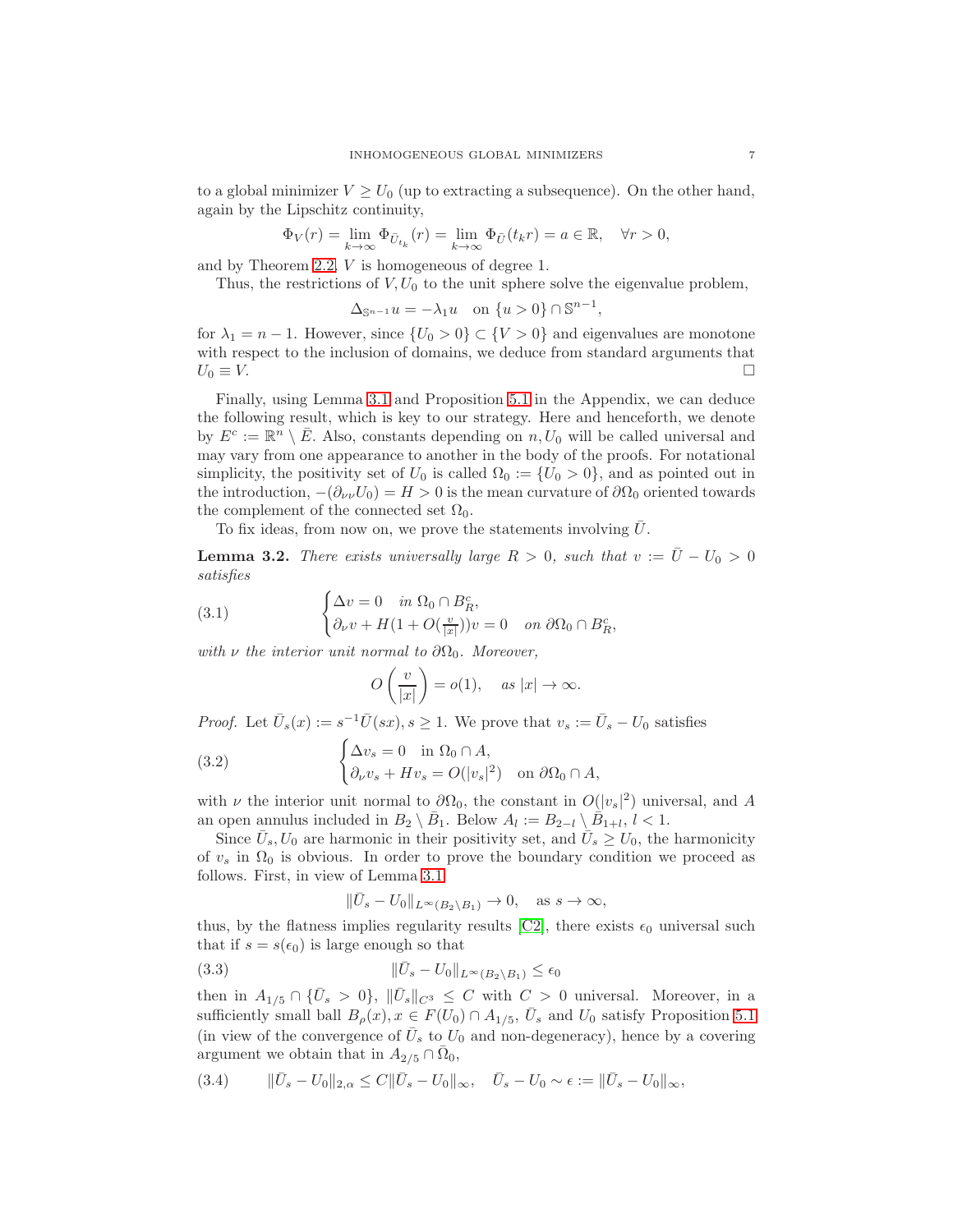to a global minimizer $V \geq U_0$ (up to extracting a subsequence). On the other hand, again by the Lipschitz continuity,

$$\Phi_V(r) = \lim_{k\to\infty} \Phi_{\bar{U}_{t_k}}(r) = \lim_{k\to\infty} \Phi_{\bar{U}}(t_k r) = a \in \mathbb{R}, \quad \forall r > 0,$$

and by Theorem 2.2, $V$ is homogeneous of degree 1.

Thus, the restrictions of $V, U_0$ to the unit sphere solve the eigenvalue problem,

$$\Delta_{\mathbb{S}^{n-1}} u = -\lambda_1 u \quad \text{on } \{u > 0\} \cap \mathbb{S}^{n-1},$$

for $\lambda_1 = n - 1$. However, since $\{U_0 > 0\} \subset \{V > 0\}$ and eigenvalues are monotone with respect to the inclusion of domains, we deduce from standard arguments that $U_0 \equiv V$. $\square$

Finally, using Lemma 3.1 and Proposition 5.1 in the Appendix, we can deduce the following result, which is key to our strategy. Here and henceforth, we denote by $E^c := \mathbb{R}^n \setminus \bar{E}$. Also, constants depending on $n, U_0$ will be called universal and may vary from one appearance to another in the body of the proofs. For notational simplicity, the positivity set of $U_0$ is called $\Omega_0 := \{U_0 > 0\}$, and as pointed out in the introduction, $-(\partial_{\nu\nu} U_0) = H > 0$ is the mean curvature of $\partial\Omega_0$ oriented towards the complement of the connected set $\Omega_0$.

To fix ideas, from now on, we prove the statements involving $\bar{U}$.

**Lemma 3.2.** *There exists universally large $R > 0$, such that $v := \bar{U} - U_0 > 0$ satisfies*

$$\begin{cases} \Delta v = 0 & \text{in } \Omega_0 \cap B_R^c, \\ \partial_\nu v + H(1 + O(\frac{v}{|x|}))v = 0 & \text{on } \partial\Omega_0 \cap B_R^c, \end{cases} \tag{3.1}$$

*with $\nu$ the interior unit normal to $\partial\Omega_0$. Moreover,*

$$O\left(\frac{v}{|x|}\right) = o(1), \quad \text{as } |x| \to \infty.$$

*Proof.* Let $\bar{U}_s(x) := s^{-1}\bar{U}(sx), s \geq 1$. We prove that $v_s := \bar{U}_s - U_0$ satisfies

$$\begin{cases} \Delta v_s = 0 & \text{in } \Omega_0 \cap A, \\ \partial_\nu v_s + H v_s = O(|v_s|^2) & \text{on } \partial\Omega_0 \cap A, \end{cases} \tag{3.2}$$

with $\nu$ the interior unit normal to $\partial\Omega_0$, the constant in $O(|v_s|^2)$ universal, and $A$ an open annulus included in $B_2 \setminus \bar{B}_1$. Below $A_l := B_{2-l} \setminus \bar{B}_{1+l}$, $l < 1$.

Since $\bar{U}_s, U_0$ are harmonic in their positivity set, and $\bar{U}_s \geq U_0$, the harmonicity of $v_s$ in $\Omega_0$ is obvious. In order to prove the boundary condition we proceed as follows. First, in view of Lemma 3.1

$$\|\bar{U}_s - U_0\|_{L^\infty(B_2 \setminus B_1)} \to 0, \quad \text{as } s \to \infty,$$

thus, by the flatness implies regularity results [C2], there exists $\epsilon_0$ universal such that if $s = s(\epsilon_0)$ is large enough so that

$$\|\bar{U}_s - U_0\|_{L^\infty(B_2 \setminus B_1)} \leq \epsilon_0 \tag{3.3}$$

then in $A_{1/5} \cap \{\bar{U}_s > 0\}$, $\|\bar{U}_s\|_{C^3} \leq C$ with $C > 0$ universal. Moreover, in a sufficiently small ball $B_\rho(x), x \in F(U_0) \cap A_{1/5}$, $\bar{U}_s$ and $U_0$ satisfy Proposition 5.1 (in view of the convergence of $\bar{U}_s$ to $U_0$ and non-degeneracy), hence by a covering argument we obtain that in $A_{2/5} \cap \bar{\Omega}_0$,

$$\|\bar{U}_s - U_0\|_{2,\alpha} \leq C\|\bar{U}_s - U_0\|_\infty, \quad \bar{U}_s - U_0 \sim \epsilon := \|\bar{U}_s - U_0\|_\infty, \tag{3.4}$$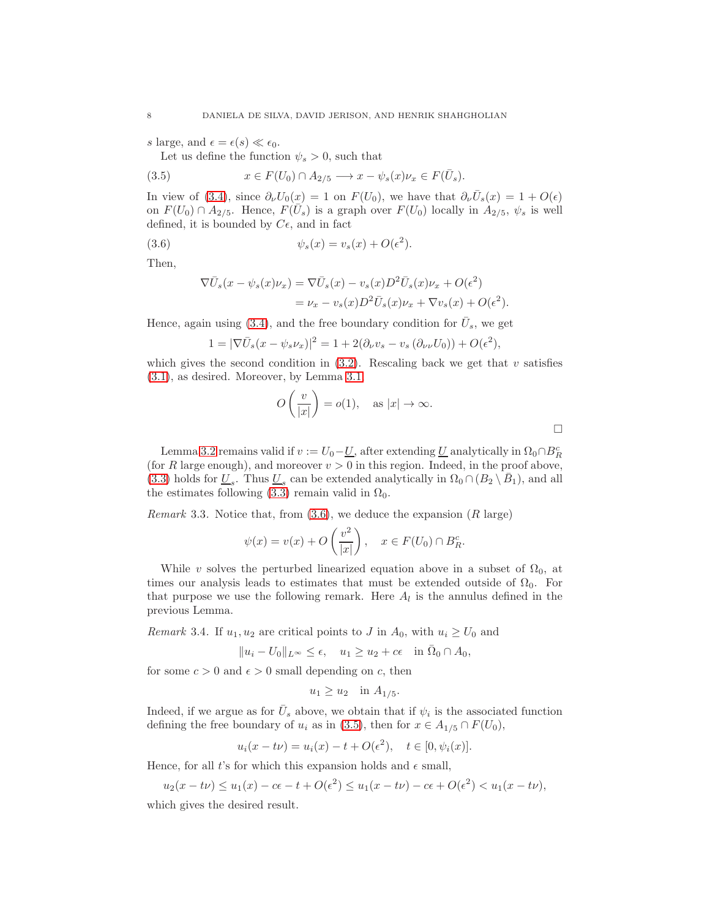$s$ large, and $\epsilon = \epsilon(s) \ll \epsilon_0$.

Let us define the function $\psi_s > 0$, such that

$$x \in F(U_0) \cap A_{2/5} \longrightarrow x - \psi_s(x)\nu_x \in F(\bar{U}_s). \tag{3.5}$$

In view of (3.4), since $\partial_\nu U_0(x) = 1$ on $F(U_0)$, we have that $\partial_\nu \bar{U}_s(x) = 1 + O(\epsilon)$ on $F(U_0) \cap A_{2/5}$. Hence, $F(\bar{U}_s)$ is a graph over $F(U_0)$ locally in $A_{2/5}$, $\psi_s$ is well defined, it is bounded by $C\epsilon$, and in fact

$$\psi_s(x) = v_s(x) + O(\epsilon^2). \tag{3.6}$$

Then,

$$\begin{aligned}
\nabla \bar{U}_s(x - \psi_s(x)\nu_x) &= \nabla \bar{U}_s(x) - v_s(x) D^2 \bar{U}_s(x)\nu_x + O(\epsilon^2) \\
&= \nu_x - v_s(x) D^2 \bar{U}_s(x)\nu_x + \nabla v_s(x) + O(\epsilon^2).
\end{aligned}$$

Hence, again using (3.4), and the free boundary condition for $\bar{U}_s$, we get

$$1 = |\nabla \bar{U}_s(x - \psi_s \nu_x)|^2 = 1 + 2(\partial_\nu v_s - v_s\,(\partial_{\nu\nu} U_0)) + O(\epsilon^2),$$

which gives the second condition in (3.2). Rescaling back we get that $v$ satisfies (3.1), as desired. Moreover, by Lemma 3.1

$$O\left(\frac{v}{|x|}\right) = o(1), \quad \text{as } |x| \to \infty.$$

$\square$

Lemma 3.2 remains valid if $v := U_0 - \underline{U}$, after extending $\underline{U}$ analytically in $\Omega_0 \cap B_R^c$ (for $R$ large enough), and moreover $v > 0$ in this region. Indeed, in the proof above, (3.3) holds for $\underline{U}_s$. Thus $\underline{U}_s$ can be extended analytically in $\Omega_0 \cap (B_2 \setminus \bar{B}_1)$, and all the estimates following (3.3) remain valid in $\Omega_0$.

*Remark* 3.3. Notice that, from (3.6), we deduce the expansion ($R$ large)

$$\psi(x) = v(x) + O\left(\frac{v^2}{|x|}\right), \quad x \in F(U_0) \cap B_R^c.$$

While $v$ solves the perturbed linearized equation above in a subset of $\Omega_0$, at times our analysis leads to estimates that must be extended outside of $\Omega_0$. For that purpose we use the following remark. Here $A_l$ is the annulus defined in the previous Lemma.

*Remark* 3.4. If $u_1, u_2$ are critical points to $J$ in $A_0$, with $u_i \geq U_0$ and

$$\|u_i - U_0\|_{L^\infty} \leq \epsilon, \quad u_1 \geq u_2 + c\epsilon \quad \text{in } \bar{\Omega}_0 \cap A_0,$$

for some $c > 0$ and $\epsilon > 0$ small depending on $c$, then

$$u_1 \geq u_2 \quad \text{in } A_{1/5}.$$

Indeed, if we argue as for $\bar{U}_s$ above, we obtain that if $\psi_i$ is the associated function defining the free boundary of $u_i$ as in (3.5), then for $x \in A_{1/5} \cap F(U_0)$,

$$u_i(x - t\nu) = u_i(x) - t + O(\epsilon^2), \quad t \in [0, \psi_i(x)].$$

Hence, for all $t$'s for which this expansion holds and $\epsilon$ small,

$$u_2(x - t\nu) \leq u_1(x) - c\epsilon - t + O(\epsilon^2) \leq u_1(x - t\nu) - c\epsilon + O(\epsilon^2) < u_1(x - t\nu),$$

which gives the desired result.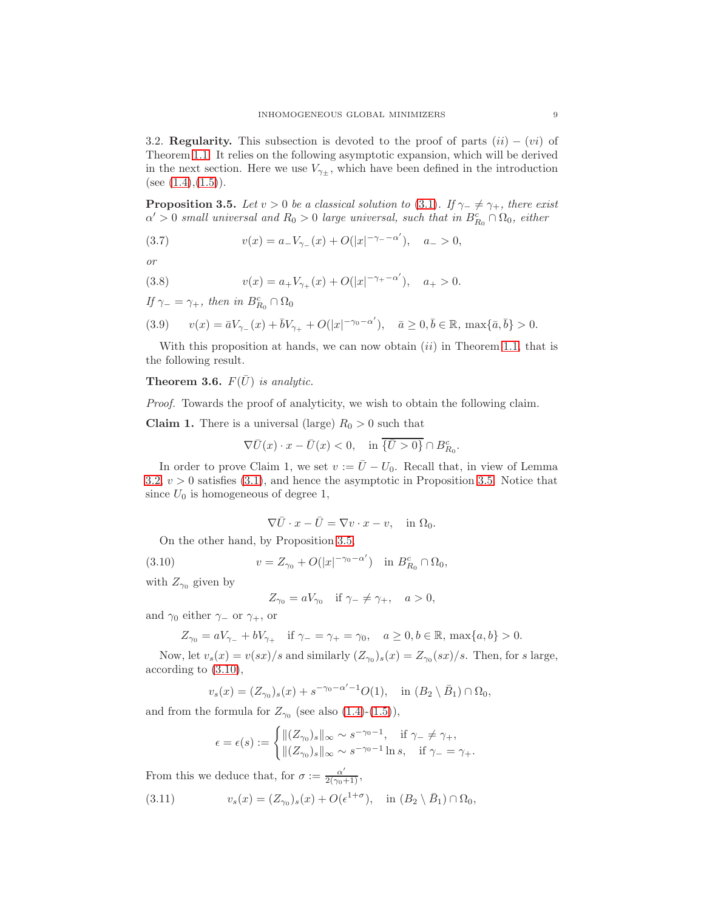3.2. **Regularity.** This subsection is devoted to the proof of parts $(ii)-(vi)$ of Theorem 1.1. It relies on the following asymptotic expansion, which will be derived in the next section. Here we use $V_{\gamma_\pm}$, which have been defined in the introduction (see (1.4),(1.5)).

**Proposition 3.5.** *Let $v > 0$ be a classical solution to (3.1). If $\gamma_- \neq \gamma_+$, there exist $\alpha' > 0$ small universal and $R_0 > 0$ large universal, such that in $B^c_{R_0} \cap \Omega_0$, either*

$$v(x) = a_- V_{\gamma_-}(x) + O(|x|^{-\gamma_- - \alpha'}), \quad a_- > 0, \tag{3.7}$$

*or*

$$v(x) = a_+ V_{\gamma_+}(x) + O(|x|^{-\gamma_+ - \alpha'}), \quad a_+ > 0. \tag{3.8}$$

*If $\gamma_- = \gamma_+$, then in $B^c_{R_0} \cap \Omega_0$*

$$v(x) = \bar{a} V_{\gamma_-}(x) + \bar{b} V_{\gamma_+} + O(|x|^{-\gamma_0 - \alpha'}), \quad \bar{a} \geq 0, \bar{b} \in \mathbb{R}, \ \max\{\bar{a}, \bar{b}\} > 0. \tag{3.9}$$

With this proposition at hands, we can now obtain $(ii)$ in Theorem 1.1, that is the following result.

**Theorem 3.6.** *$F(\bar{U})$ is analytic.*

*Proof.* Towards the proof of analyticity, we wish to obtain the following claim.

**Claim 1.** There is a universal (large) $R_0 > 0$ such that

$$\nabla \bar{U}(x) \cdot x - \bar{U}(x) < 0, \quad \text{in } \overline{\{\bar{U} > 0\}} \cap B^c_{R_0}.$$

In order to prove Claim 1, we set $v := \bar{U} - U_0$. Recall that, in view of Lemma 3.2, $v > 0$ satisfies (3.1), and hence the asymptotic in Proposition 3.5. Notice that since $U_0$ is homogeneous of degree 1,

$$\nabla \bar{U} \cdot x - \bar{U} = \nabla v \cdot x - v, \quad \text{in } \Omega_0.$$

On the other hand, by Proposition 3.5,

$$v = Z_{\gamma_0} + O(|x|^{-\gamma_0 - \alpha'}) \quad \text{in } B^c_{R_0} \cap \Omega_0, \tag{3.10}$$

with $Z_{\gamma_0}$ given by

$$Z_{\gamma_0} = a V_{\gamma_0} \quad \text{if } \gamma_- \neq \gamma_+, \quad a > 0,$$

and $\gamma_0$ either $\gamma_-$ or $\gamma_+$, or

$$Z_{\gamma_0} = a V_{\gamma_-} + b V_{\gamma_+} \quad \text{if } \gamma_- = \gamma_+ = \gamma_0, \quad a \geq 0, b \in \mathbb{R}, \ \max\{a, b\} > 0.$$

Now, let $v_s(x) = v(sx)/s$ and similarly $(Z_{\gamma_0})_s(x) = Z_{\gamma_0}(sx)/s$. Then, for $s$ large, according to (3.10),

$$v_s(x) = (Z_{\gamma_0})_s(x) + s^{-\gamma_0 - \alpha' - 1} O(1), \quad \text{in } (B_2 \setminus \bar{B}_1) \cap \Omega_0,$$

and from the formula for $Z_{\gamma_0}$ (see also (1.4)-(1.5)),

$$\epsilon = \epsilon(s) := \begin{cases} \|(Z_{\gamma_0})_s\|_\infty \sim s^{-\gamma_0 - 1}, & \text{if } \gamma_- \neq \gamma_+, \\ \|(Z_{\gamma_0})_s\|_\infty \sim s^{-\gamma_0 - 1} \ln s, & \text{if } \gamma_- = \gamma_+. \end{cases}$$

From this we deduce that, for $\sigma := \frac{\alpha'}{2(\gamma_0 + 1)}$,

$$v_s(x) = (Z_{\gamma_0})_s(x) + O(\epsilon^{1+\sigma}), \quad \text{in } (B_2 \setminus \bar{B}_1) \cap \Omega_0, \tag{3.11}$$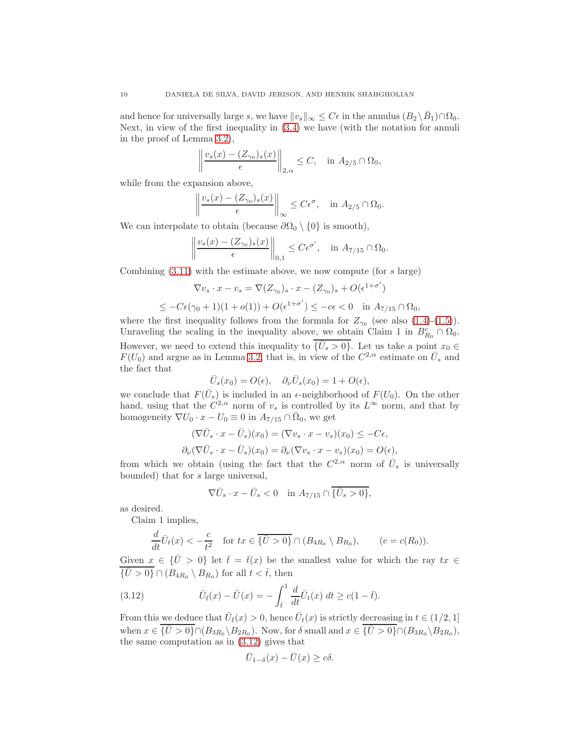and hence for universally large $s$, we have $\|v_s\|_\infty \leq C\epsilon$ in the annulus $(B_2 \setminus \bar{B}_1) \cap \Omega_0$. Next, in view of the first inequality in (3.4) we have (with the notation for annuli in the proof of Lemma 3.2),

$$\left\| \frac{v_s(x) - (Z_{\gamma_0})_s(x)}{\epsilon} \right\|_{2,\alpha} \leq C, \quad \text{in } A_{2/5} \cap \Omega_0,$$

while from the expansion above,

$$\left\| \frac{v_s(x) - (Z_{\gamma_0})_s(x)}{\epsilon} \right\|_{\infty} \leq C\epsilon^{\sigma}, \quad \text{in } A_{2/5} \cap \Omega_0.$$

We can interpolate to obtain (because $\partial\Omega_0 \setminus \{0\}$ is smooth),

$$\left\| \frac{v_s(x) - (Z_{\gamma_0})_s(x)}{\epsilon} \right\|_{0,1} \leq C\epsilon^{\sigma'}, \quad \text{in } A_{7/15} \cap \Omega_0.$$

Combining (3.11) with the estimate above, we now compute (for $s$ large)

$$\nabla v_s \cdot x - v_s = \nabla (Z_{\gamma_0})_s \cdot x - (Z_{\gamma_0})_s + O(\epsilon^{1+\sigma'})$$

$$\leq -C\epsilon(\gamma_0 + 1)(1 + o(1)) + O(\epsilon^{1+\sigma'}) \leq -c\epsilon < 0 \quad \text{in } A_{7/15} \cap \Omega_0,$$

where the first inequality follows from the formula for $Z_{\gamma_0}$ (see also (1.4)-(1.5)). Unraveling the scaling in the inequality above, we obtain Claim 1 in $B^c_{R_0} \cap \Omega_0$. However, we need to extend this inequality to $\overline{\{\bar{U}_s > 0\}}$. Let us take a point $x_0 \in F(U_0)$ and argue as in Lemma 3.2, that is, in view of the $C^{2,\alpha}$ estimate on $\bar{U}_s$ and the fact that

$$\bar{U}_s(x_0) = O(\epsilon), \quad \partial_\nu \bar{U}_s(x_0) = 1 + O(\epsilon),$$

we conclude that $F(\bar{U}_s)$ is included in an $\epsilon$-neighborhood of $F(U_0)$. On the other hand, using that the $C^{2,\alpha}$ norm of $v_s$ is controlled by its $L^\infty$ norm, and that by homogeneity $\nabla U_0 \cdot x - U_0 \equiv 0$ in $A_{7/15} \cap \bar{\Omega}_0$, we get

$$(\nabla \bar{U}_s \cdot x - \bar{U}_s)(x_0) = (\nabla v_s \cdot x - v_s)(x_0) \leq -C\epsilon,$$

$$\partial_\nu(\nabla \bar{U}_s \cdot x - \bar{U}_s)(x_0) = \partial_\nu(\nabla v_s \cdot x - v_s)(x_0) = O(\epsilon),$$

from which we obtain (using the fact that the $C^{2,\alpha}$ norm of $\bar{U}_s$ is universally bounded) that for $s$ large universal,

$$\nabla \bar{U}_s \cdot x - \bar{U}_s < 0 \quad \text{in } A_{7/15} \cap \overline{\{\bar{U}_s > 0\}},$$

as desired.

Claim 1 implies,

$$\frac{d}{dt}\bar{U}_t(x) < -\frac{c}{t^2} \quad \text{for } tx \in \overline{\{\bar{U} > 0\}} \cap (B_{4R_0} \setminus B_{R_0}), \qquad (c = c(R_0)).$$

Given $x \in \overline{\{\bar{U} > 0\}}$ let $\bar{t} = \bar{t}(x)$ be the smallest value for which the ray $tx \in \overline{\{\bar{U} > 0\}} \cap (B_{4R_0} \setminus B_{R_0})$ for all $t < \bar{t}$, then

$$\bar{U}_{\bar{t}}(x) - \bar{U}(x) = -\int_{\bar{t}}^1 \frac{d}{dt}\bar{U}_t(x)\, dt \geq c(1 - \bar{t}). \tag{3.12}$$

From this we deduce that $\bar{U}_{\bar{t}}(x) > 0$, hence $\bar{U}_t(x)$ is strictly decreasing in $t \in (1/2, 1]$ when $x \in \overline{\{\bar{U} > 0\}} \cap (B_{3R_0} \setminus B_{2R_0})$. Now, for $\delta$ small and $x \in \overline{\{\bar{U} > 0\}} \cap (B_{3R_0} \setminus B_{2R_0})$, the same computation as in (3.12) gives that

$$\bar{U}_{1-\delta}(x) - \bar{U}(x) \geq c\delta.$$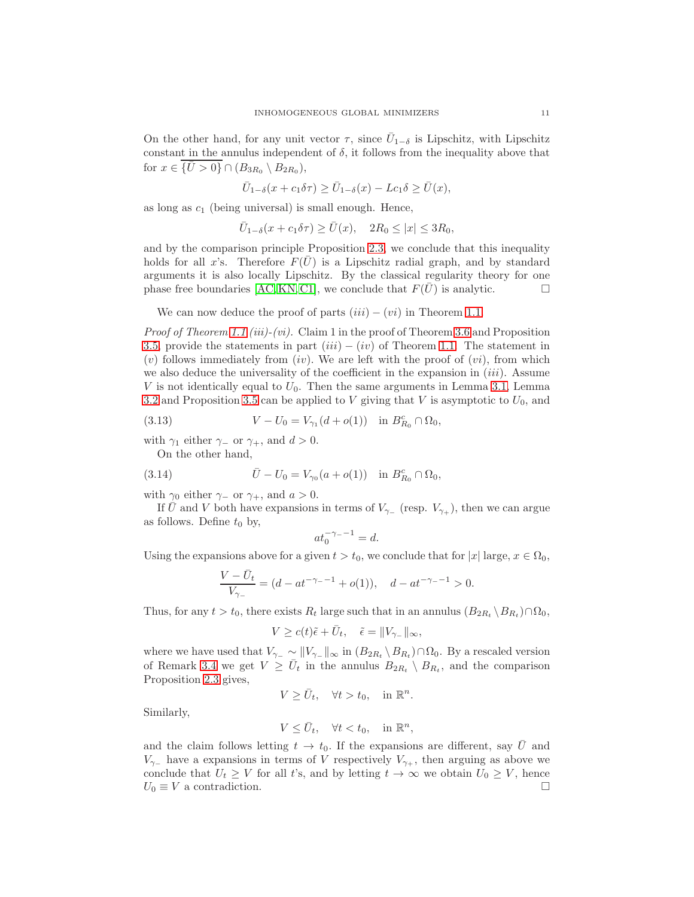On the other hand, for any unit vector $\tau$, since $\bar{U}_{1-\delta}$ is Lipschitz, with Lipschitz constant in the annulus independent of $\delta$, it follows from the inequality above that for $x \in \overline{\{\bar{U} > 0\}} \cap (B_{3R_0} \setminus B_{2R_0})$,

$$\bar{U}_{1-\delta}(x + c_1\delta\tau) \geq \bar{U}_{1-\delta}(x) - Lc_1\delta \geq \bar{U}(x),$$

as long as $c_1$ (being universal) is small enough. Hence,

$$\bar{U}_{1-\delta}(x + c_1\delta\tau) \geq \bar{U}(x), \quad 2R_0 \leq |x| \leq 3R_0,$$

and by the comparison principle Proposition 2.3, we conclude that this inequality holds for all $x$'s. Therefore $F(\bar{U})$ is a Lipschitz radial graph, and by standard arguments it is also locally Lipschitz. By the classical regularity theory for one phase free boundaries [AC, KN, C1], we conclude that $F(\bar{U})$ is analytic. $\square$

We can now deduce the proof of parts $(iii) - (vi)$ in Theorem 1.1.

*Proof of Theorem 1.1 (iii)-(vi).* Claim 1 in the proof of Theorem 3.6 and Proposition 3.5, provide the statements in part $(iii) - (iv)$ of Theorem 1.1. The statement in $(v)$ follows immediately from $(iv)$. We are left with the proof of $(vi)$, from which we also deduce the universality of the coefficient in the expansion in $(iii)$. Assume $V$ is not identically equal to $U_0$. Then the same arguments in Lemma 3.1, Lemma 3.2 and Proposition 3.5 can be applied to $V$ giving that $V$ is asymptotic to $U_0$, and

$$V - U_0 = V_{\gamma_1}(d + o(1)) \quad \text{in } B^c_{R_0} \cap \Omega_0, \tag{3.13}$$

with $\gamma_1$ either $\gamma_-$ or $\gamma_+$, and $d > 0$.

On the other hand,

$$\bar{U} - U_0 = V_{\gamma_0}(a + o(1)) \quad \text{in } B^c_{R_0} \cap \Omega_0, \tag{3.14}$$

with $\gamma_0$ either $\gamma_-$ or $\gamma_+$, and $a > 0$.

If $\bar{U}$ and $V$ both have expansions in terms of $V_{\gamma_-}$ (resp. $V_{\gamma_+}$), then we can argue as follows. Define $t_0$ by,

$$at_0^{-\gamma_- - 1} = d.$$

Using the expansions above for a given $t > t_0$, we conclude that for $|x|$ large, $x \in \Omega_0$,

$$\frac{V - \bar{U}_t}{V_{\gamma_-}} = (d - at^{-\gamma_- - 1} + o(1)), \quad d - at^{-\gamma_- - 1} > 0.$$

Thus, for any $t > t_0$, there exists $R_t$ large such that in an annulus $(B_{2R_t} \setminus B_{R_t}) \cap \Omega_0$,

$$V \geq c(t)\tilde{\epsilon} + \bar{U}_t, \quad \tilde{\epsilon} = \|V_{\gamma_-}\|_\infty,$$

where we have used that $V_{\gamma_-} \sim \|V_{\gamma_-}\|_\infty$ in $(B_{2R_t} \setminus B_{R_t}) \cap \Omega_0$. By a rescaled version of Remark 3.4 we get $V \geq \bar{U}_t$ in the annulus $B_{2R_t} \setminus B_{R_t}$, and the comparison Proposition 2.3 gives,

$$V \geq \bar{U}_t, \quad \forall t > t_0, \quad \text{in } \mathbb{R}^n.$$

Similarly,

$$V \leq \bar{U}_t, \quad \forall t < t_0, \quad \text{in } \mathbb{R}^n,$$

and the claim follows letting $t \to t_0$. If the expansions are different, say $\bar{U}$ and $V_{\gamma_-}$ have a expansions in terms of $V$ respectively $V_{\gamma_+}$, then arguing as above we conclude that $U_t \geq V$ for all $t$'s, and by letting $t \to \infty$ we obtain $U_0 \geq V$, hence $U_0 \equiv V$ a contradiction. $\square$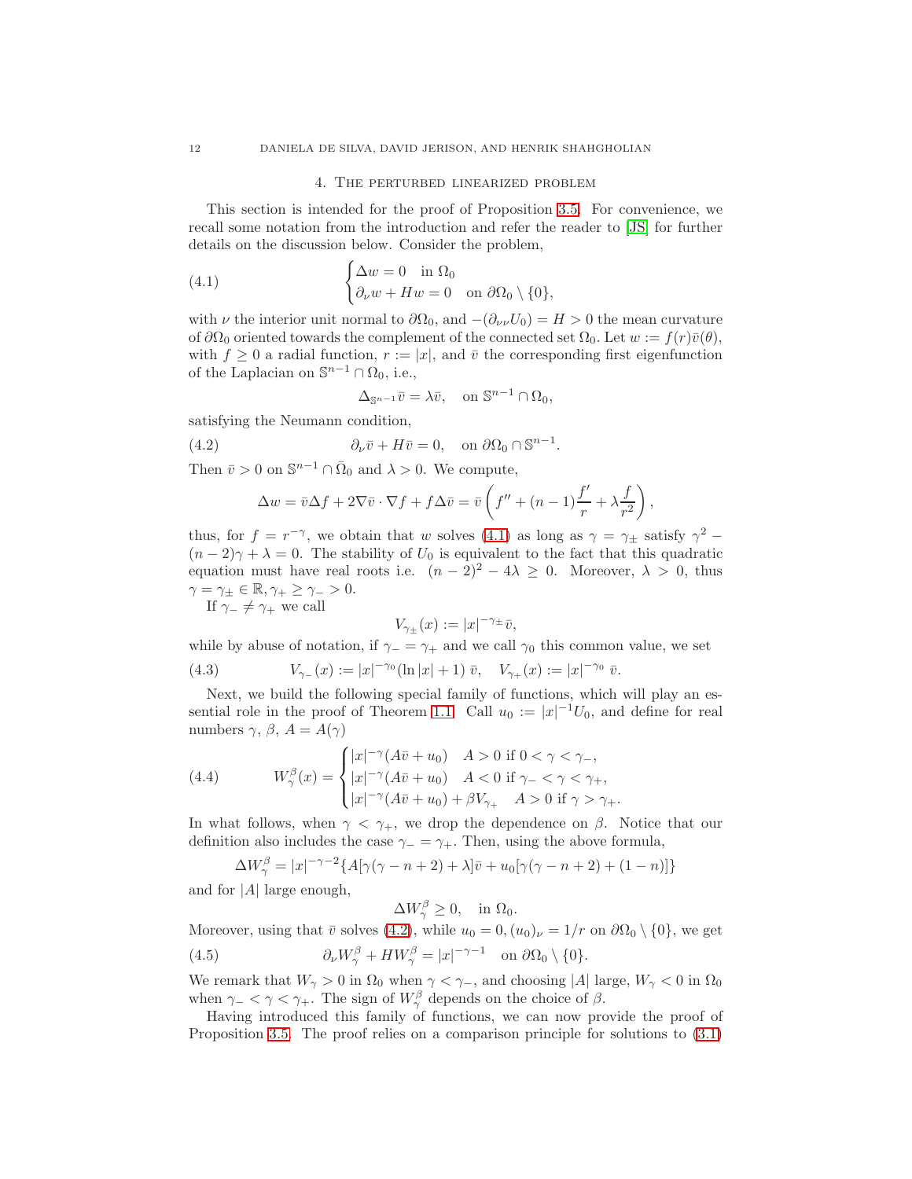## 4. The perturbed linearized problem

This section is intended for the proof of Proposition 3.5. For convenience, we recall some notation from the introduction and refer the reader to [JS] for further details on the discussion below. Consider the problem,

$$
\begin{cases} \Delta w = 0 & \text{in } \Omega_0 \\ \partial_\nu w + Hw = 0 & \text{on } \partial\Omega_0 \setminus \{0\}, \end{cases} \tag{4.1}
$$

with $\nu$ the interior unit normal to $\partial\Omega_0$, and $-(\partial_{\nu\nu}U_0) = H > 0$ the mean curvature of $\partial\Omega_0$ oriented towards the complement of the connected set $\Omega_0$. Let $w := f(r)\bar{v}(\theta)$, with $f \geq 0$ a radial function, $r := |x|$, and $\bar{v}$ the corresponding first eigenfunction of the Laplacian on $\mathbb{S}^{n-1} \cap \Omega_0$, i.e.,

$$
\Delta_{\mathbb{S}^{n-1}} \bar{v} = \lambda \bar{v}, \quad \text{on } \mathbb{S}^{n-1} \cap \Omega_0,
$$

satisfying the Neumann condition,

$$
\partial_\nu \bar{v} + H\bar{v} = 0, \quad \text{on } \partial\Omega_0 \cap \mathbb{S}^{n-1}. \tag{4.2}
$$

Then $\bar{v} > 0$ on $\mathbb{S}^{n-1} \cap \bar{\Omega}_0$ and $\lambda > 0$. We compute,

$$
\Delta w = \bar{v}\Delta f + 2\nabla\bar{v} \cdot \nabla f + f\Delta\bar{v} = \bar{v}\left(f'' + (n-1)\frac{f'}{r} + \lambda\frac{f}{r^2}\right),
$$

thus, for $f = r^{-\gamma}$, we obtain that $w$ solves (4.1) as long as $\gamma = \gamma_\pm$ satisfy $\gamma^2 - (n-2)\gamma + \lambda = 0$. The stability of $U_0$ is equivalent to the fact that this quadratic equation must have real roots i.e. $(n-2)^2 - 4\lambda \geq 0$. Moreover, $\lambda > 0$, thus $\gamma = \gamma_\pm \in \mathbb{R}, \gamma_+ \geq \gamma_- > 0$.

If $\gamma_- \neq \gamma_+$ we call

$$
V_{\gamma_\pm}(x) := |x|^{-\gamma_\pm}\bar{v},
$$

while by abuse of notation, if $\gamma_- = \gamma_+$ and we call $\gamma_0$ this common value, we set

$$
V_{\gamma_-}(x) := |x|^{-\gamma_0}(\ln|x| + 1)\,\bar{v}, \quad V_{\gamma_+}(x) := |x|^{-\gamma_0}\,\bar{v}. \tag{4.3}
$$

Next, we build the following special family of functions, which will play an essential role in the proof of Theorem 1.1. Call $u_0 := |x|^{-1}U_0$, and define for real numbers $\gamma$, $\beta$, $A = A(\gamma)$

$$
W^\beta_\gamma(x) = \begin{cases} |x|^{-\gamma}(A\bar{v} + u_0) & A > 0 \text{ if } 0 < \gamma < \gamma_-, \\ |x|^{-\gamma}(A\bar{v} + u_0) & A < 0 \text{ if } \gamma_- < \gamma < \gamma_+, \\ |x|^{-\gamma}(A\bar{v} + u_0) + \beta V_{\gamma_+} & A > 0 \text{ if } \gamma > \gamma_+. \end{cases} \tag{4.4}
$$

In what follows, when $\gamma < \gamma_+$, we drop the dependence on $\beta$. Notice that our definition also includes the case $\gamma_- = \gamma_+$. Then, using the above formula,

$$
\Delta W^\beta_\gamma = |x|^{-\gamma-2}\{A[\gamma(\gamma - n + 2) + \lambda]\bar{v} + u_0[\gamma(\gamma - n + 2) + (1 - n)]\}
$$

and for $|A|$ large enough,

$$
\Delta W^\beta_\gamma \geq 0, \quad \text{in } \Omega_0.
$$

Moreover, using that $\bar{v}$ solves (4.2), while $u_0 = 0, (u_0)_\nu = 1/r$ on $\partial\Omega_0 \setminus \{0\}$, we get

$$
\partial_\nu W^\beta_\gamma + HW^\beta_\gamma = |x|^{-\gamma-1} \quad \text{on } \partial\Omega_0 \setminus \{0\}. \tag{4.5}
$$

We remark that $W_\gamma > 0$ in $\Omega_0$ when $\gamma < \gamma_-$, and choosing $|A|$ large, $W_\gamma < 0$ in $\Omega_0$ when $\gamma_- < \gamma < \gamma_+$. The sign of $W^\beta_\gamma$ depends on the choice of $\beta$.

Having introduced this family of functions, we can now provide the proof of Proposition 3.5. The proof relies on a comparison principle for solutions to (3.1)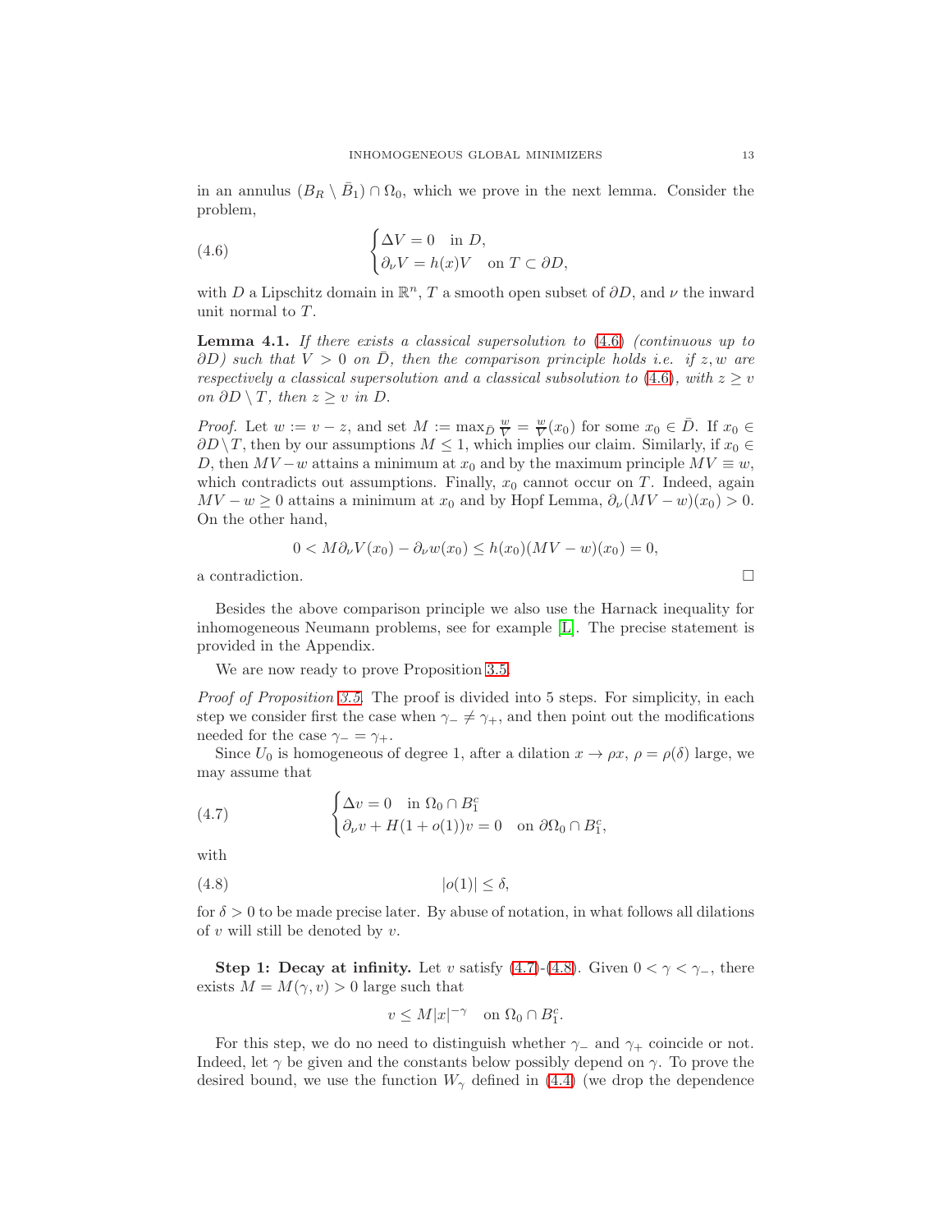in an annulus $(B_R \setminus \bar{B}_1) \cap \Omega_0$, which we prove in the next lemma. Consider the problem,

$$
\begin{cases} \Delta V = 0 \quad \text{in } D, \\ \partial_\nu V = h(x) V \quad \text{on } T \subset \partial D, \end{cases} \tag{4.6}
$$

with $D$ a Lipschitz domain in $\mathbb{R}^n$, $T$ a smooth open subset of $\partial D$, and $\nu$ the inward unit normal to $T$.

**Lemma 4.1.** *If there exists a classical supersolution to (4.6) (continuous up to $\partial D$) such that $V > 0$ on $\bar{D}$, then the comparison principle holds i.e. if $z, w$ are respectively a classical supersolution and a classical subsolution to (4.6), with $z \geq v$ on $\partial D \setminus T$, then $z \geq v$ in $D$.*

*Proof.* Let $w := v - z$, and set $M := \max_{\bar{D}} \frac{w}{V} = \frac{w}{V}(x_0)$ for some $x_0 \in \bar{D}$. If $x_0 \in \partial D \setminus T$, then by our assumptions $M \leq 1$, which implies our claim. Similarly, if $x_0 \in D$, then $MV - w$ attains a minimum at $x_0$ and by the maximum principle $MV \equiv w$, which contradicts out assumptions. Finally, $x_0$ cannot occur on $T$. Indeed, again $MV - w \geq 0$ attains a minimum at $x_0$ and by Hopf Lemma, $\partial_\nu(MV - w)(x_0) > 0$. On the other hand,

$$
0 < M\partial_\nu V(x_0) - \partial_\nu w(x_0) \leq h(x_0)(MV - w)(x_0) = 0,
$$

a contradiction. $\square$

Besides the above comparison principle we also use the Harnack inequality for inhomogeneous Neumann problems, see for example [L]. The precise statement is provided in the Appendix.

We are now ready to prove Proposition 3.5.

*Proof of Proposition 3.5.* The proof is divided into 5 steps. For simplicity, in each step we consider first the case when $\gamma_- \neq \gamma_+$, and then point out the modifications needed for the case $\gamma_- = \gamma_+$.

Since $U_0$ is homogeneous of degree 1, after a dilation $x \to \rho x$, $\rho = \rho(\delta)$ large, we may assume that

$$
\begin{cases} \Delta v = 0 \quad \text{in } \Omega_0 \cap B_1^c \\ \partial_\nu v + H(1 + o(1))v = 0 \quad \text{on } \partial\Omega_0 \cap B_1^c, \end{cases} \tag{4.7}
$$

with

$$
|o(1)| \leq \delta, \tag{4.8}
$$

for $\delta > 0$ to be made precise later. By abuse of notation, in what follows all dilations of $v$ will still be denoted by $v$.

**Step 1: Decay at infinity.** Let $v$ satisfy (4.7)-(4.8). Given $0 < \gamma < \gamma_-$, there exists $M = M(\gamma, v) > 0$ large such that

$$
v \leq M|x|^{-\gamma} \quad \text{on } \Omega_0 \cap B_1^c.
$$

For this step, we do no need to distinguish whether $\gamma_-$ and $\gamma_+$ coincide or not. Indeed, let $\gamma$ be given and the constants below possibly depend on $\gamma$. To prove the desired bound, we use the function $W_\gamma$ defined in (4.4) (we drop the dependence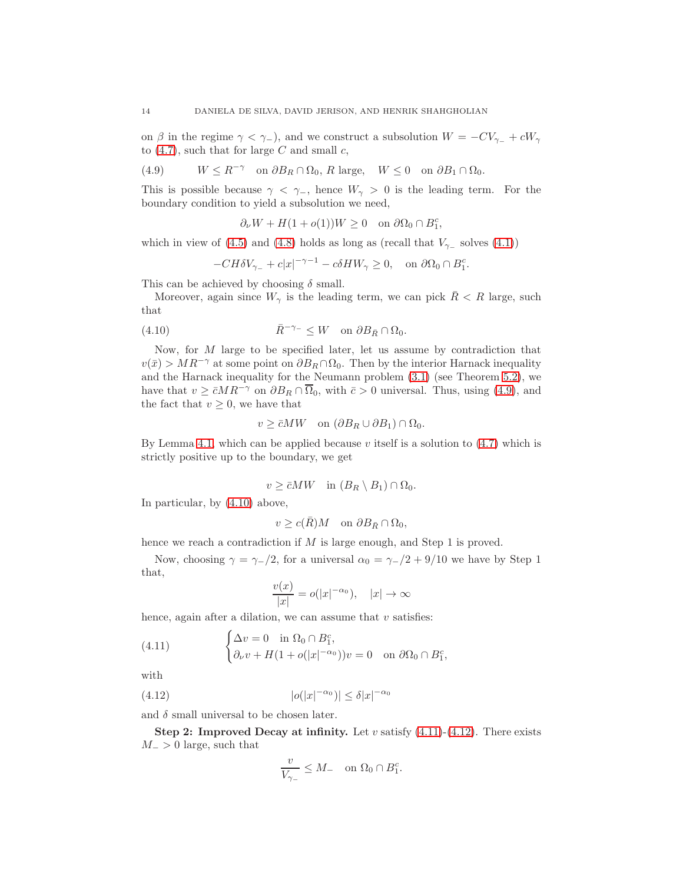on $\beta$ in the regime $\gamma < \gamma_-$), and we construct a subsolution $W = -CV_{\gamma_-} + cW_\gamma$ to (4.7), such that for large $C$ and small $c$,

$$W \leq R^{-\gamma} \quad \text{on } \partial B_R \cap \Omega_0,\ R \text{ large}, \quad W \leq 0 \quad \text{on } \partial B_1 \cap \Omega_0. \tag{4.9}$$

This is possible because $\gamma < \gamma_-$, hence $W_\gamma > 0$ is the leading term. For the boundary condition to yield a subsolution we need,

$$\partial_\nu W + H(1 + o(1))W \geq 0 \quad \text{on } \partial\Omega_0 \cap B_1^c,$$

which in view of (4.5) and (4.8) holds as long as (recall that $V_{\gamma_-}$ solves (4.1))

$$-CH\delta V_{\gamma_-} + c|x|^{-\gamma-1} - c\delta H W_\gamma \geq 0, \quad \text{on } \partial\Omega_0 \cap B_1^c.$$

This can be achieved by choosing $\delta$ small.

Moreover, again since $W_\gamma$ is the leading term, we can pick $\bar{R} < R$ large, such that

$$\bar{R}^{-\gamma_-} \leq W \quad \text{on } \partial B_{\bar{R}} \cap \Omega_0. \tag{4.10}$$

Now, for $M$ large to be specified later, let us assume by contradiction that $v(\bar{x}) > MR^{-\gamma}$ at some point on $\partial B_R \cap \Omega_0$. Then by the interior Harnack inequality and the Harnack inequality for the Neumann problem (3.1) (see Theorem 5.2), we have that $v \geq \bar{c}MR^{-\gamma}$ on $\partial B_R \cap \overline{\Omega}_0$, with $\bar{c} > 0$ universal. Thus, using (4.9), and the fact that $v \geq 0$, we have that

$$v \geq \bar{c}MW \quad \text{on } (\partial B_R \cup \partial B_1) \cap \Omega_0.$$

By Lemma 4.1, which can be applied because $v$ itself is a solution to (4.7) which is strictly positive up to the boundary, we get

$$v \geq \bar{c}MW \quad \text{in } (B_R \setminus B_1) \cap \Omega_0.$$

In particular, by (4.10) above,

$$v \geq c(\bar{R})M \quad \text{on } \partial B_{\bar{R}} \cap \Omega_0,$$

hence we reach a contradiction if $M$ is large enough, and Step 1 is proved.

Now, choosing $\gamma = \gamma_-/2$, for a universal $\alpha_0 = \gamma_-/2 + 9/10$ we have by Step 1 that,

$$\frac{v(x)}{|x|} = o(|x|^{-\alpha_0}), \quad |x| \to \infty$$

hence, again after a dilation, we can assume that $v$ satisfies:

$$\begin{cases} \Delta v = 0 \quad \text{in } \Omega_0 \cap B_1^c, \\ \partial_\nu v + H(1 + o(|x|^{-\alpha_0}))v = 0 \quad \text{on } \partial\Omega_0 \cap B_1^c, \end{cases} \tag{4.11}$$

with

$$|o(|x|^{-\alpha_0})| \leq \delta |x|^{-\alpha_0} \tag{4.12}$$

and $\delta$ small universal to be chosen later.

**Step 2: Improved Decay at infinity.** Let $v$ satisfy (4.11)-(4.12). There exists $M_- > 0$ large, such that

$$\frac{v}{V_{\gamma_-}} \leq M_- \quad \text{on } \Omega_0 \cap B_1^c.$$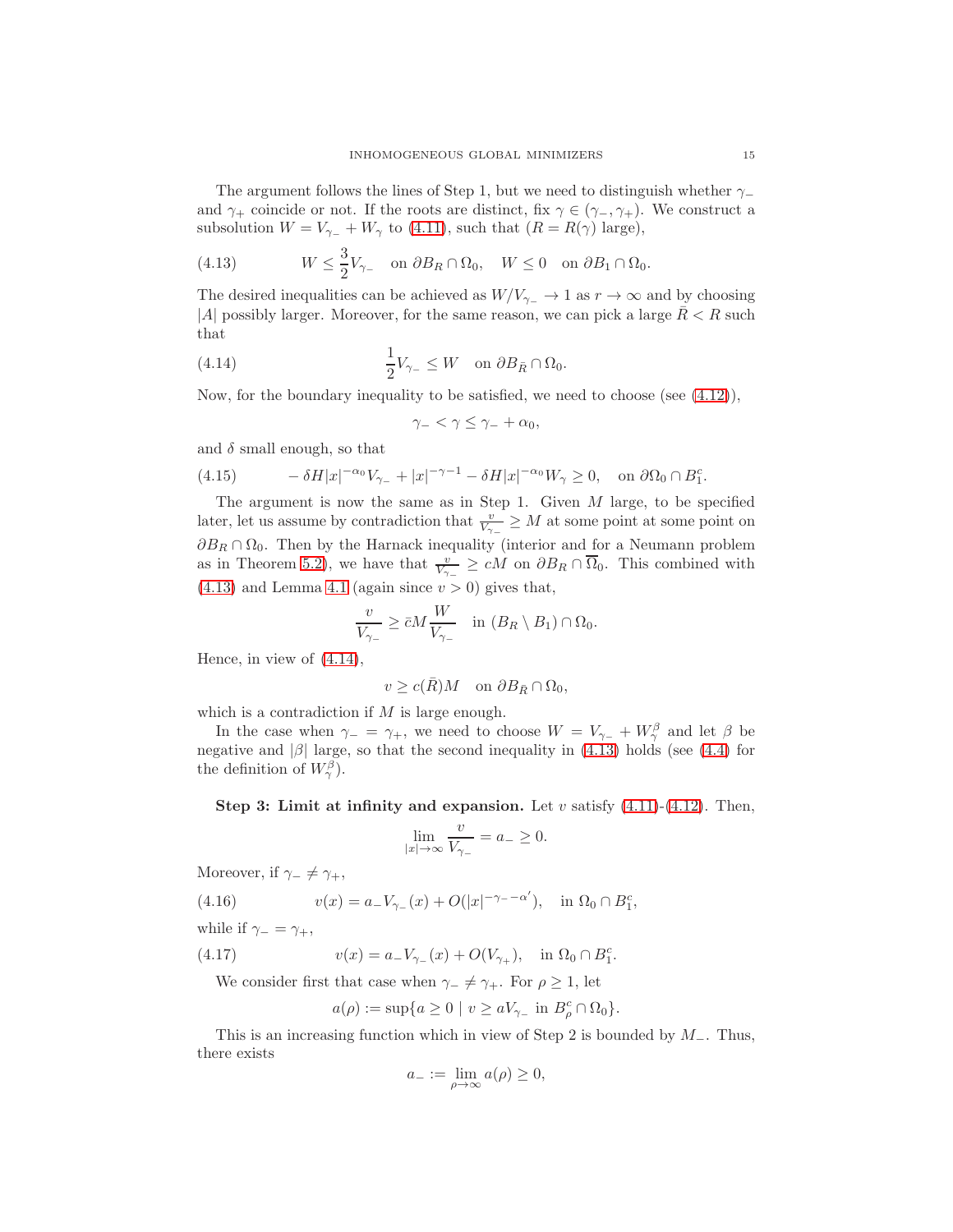The argument follows the lines of Step 1, but we need to distinguish whether $\gamma_-$ and $\gamma_+$ coincide or not. If the roots are distinct, fix $\gamma \in (\gamma_-, \gamma_+)$. We construct a subsolution $W = V_{\gamma_-} + W_\gamma$ to (4.11), such that ($R = R(\gamma)$ large),

$$W \leq \frac{3}{2} V_{\gamma_-} \quad \text{on } \partial B_R \cap \Omega_0, \quad W \leq 0 \quad \text{on } \partial B_1 \cap \Omega_0. \tag{4.13}$$

The desired inequalities can be achieved as $W/V_{\gamma_-} \to 1$ as $r \to \infty$ and by choosing $|A|$ possibly larger. Moreover, for the same reason, we can pick a large $\bar{R} < R$ such that

$$\frac{1}{2} V_{\gamma_-} \leq W \quad \text{on } \partial B_{\bar{R}} \cap \Omega_0. \tag{4.14}$$

Now, for the boundary inequality to be satisfied, we need to choose (see (4.12)),

$$\gamma_- < \gamma \leq \gamma_- + \alpha_0,$$

and $\delta$ small enough, so that

$$-\delta H |x|^{-\alpha_0} V_{\gamma_-} + |x|^{-\gamma - 1} - \delta H |x|^{-\alpha_0} W_\gamma \geq 0, \quad \text{on } \partial\Omega_0 \cap B_1^c. \tag{4.15}$$

The argument is now the same as in Step 1. Given $M$ large, to be specified later, let us assume by contradiction that $\frac{v}{V_{\gamma_-}} \geq M$ at some point at some point on $\partial B_R \cap \Omega_0$. Then by the Harnack inequality (interior and for a Neumann problem as in Theorem 5.2), we have that $\frac{v}{V_{\gamma_-}} \geq cM$ on $\partial B_R \cap \overline{\Omega}_0$. This combined with (4.13) and Lemma 4.1 (again since $v > 0$) gives that,

$$\frac{v}{V_{\gamma_-}} \geq \bar{c} M \frac{W}{V_{\gamma_-}} \quad \text{in } (B_R \setminus B_1) \cap \Omega_0.$$

Hence, in view of (4.14),

$$v \geq c(\bar{R}) M \quad \text{on } \partial B_{\bar{R}} \cap \Omega_0,$$

which is a contradiction if $M$ is large enough.

In the case when $\gamma_- = \gamma_+$, we need to choose $W = V_{\gamma_-} + W_\gamma^\beta$ and let $\beta$ be negative and $|\beta|$ large, so that the second inequality in (4.13) holds (see (4.4) for the definition of $W_\gamma^\beta$).

**Step 3: Limit at infinity and expansion.** Let $v$ satisfy (4.11)-(4.12). Then,

$$\lim_{|x| \to \infty} \frac{v}{V_{\gamma_-}} = a_- \geq 0.$$

Moreover, if $\gamma_- \neq \gamma_+$,

$$v(x) = a_- V_{\gamma_-}(x) + O(|x|^{-\gamma_- - \alpha'}), \quad \text{in } \Omega_0 \cap B_1^c, \tag{4.16}$$

while if $\gamma_- = \gamma_+$,

$$v(x) = a_- V_{\gamma_-}(x) + O(V_{\gamma_+}), \quad \text{in } \Omega_0 \cap B_1^c. \tag{4.17}$$

We consider first that case when $\gamma_- \neq \gamma_+$. For $\rho \geq 1$, let

$$a(\rho) := \sup\{a \geq 0 \mid v \geq a V_{\gamma_-} \text{ in } B_\rho^c \cap \Omega_0\}.$$

This is an increasing function which in view of Step 2 is bounded by $M_-$. Thus, there exists

$$a_- := \lim_{\rho \to \infty} a(\rho) \geq 0,$$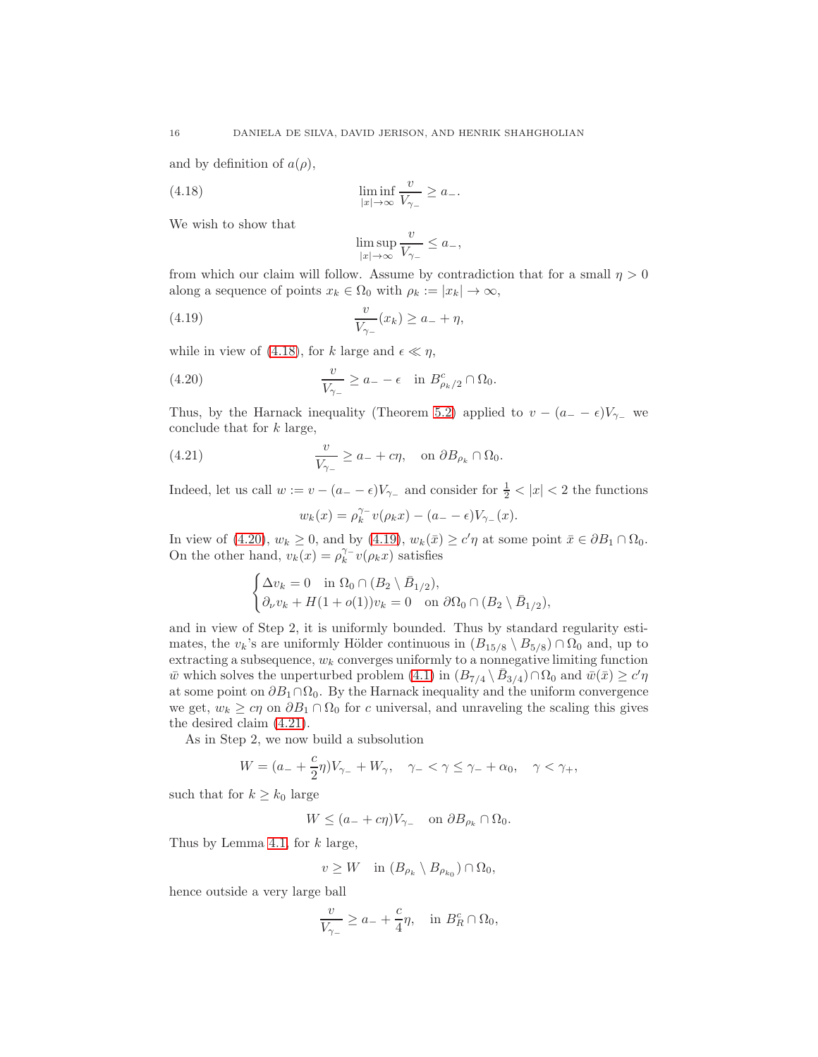and by definition of $a(\rho)$,

$$\liminf_{|x|\to\infty} \frac{v}{V_{\gamma_-}} \geq a_-. \tag{4.18}$$

We wish to show that

$$\limsup_{|x|\to\infty} \frac{v}{V_{\gamma_-}} \leq a_-,$$

from which our claim will follow. Assume by contradiction that for a small $\eta > 0$ along a sequence of points $x_k \in \Omega_0$ with $\rho_k := |x_k| \to \infty$,

$$\frac{v}{V_{\gamma_-}}(x_k) \geq a_- + \eta, \tag{4.19}$$

while in view of (4.18), for $k$ large and $\epsilon \ll \eta$,

$$\frac{v}{V_{\gamma_-}} \geq a_- - \epsilon \quad \text{in } B^c_{\rho_k/2} \cap \Omega_0. \tag{4.20}$$

Thus, by the Harnack inequality (Theorem 5.2) applied to $v - (a_- - \epsilon)V_{\gamma_-}$ we conclude that for $k$ large,

$$\frac{v}{V_{\gamma_-}} \geq a_- + c\eta, \quad \text{on } \partial B_{\rho_k} \cap \Omega_0. \tag{4.21}$$

Indeed, let us call $w := v - (a_- - \epsilon)V_{\gamma_-}$ and consider for $\frac{1}{2} < |x| < 2$ the functions

$$w_k(x) = \rho_k^{\gamma_-} v(\rho_k x) - (a_- - \epsilon)V_{\gamma_-}(x).$$

In view of (4.20), $w_k \geq 0$, and by (4.19), $w_k(\bar{x}) \geq c'\eta$ at some point $\bar{x} \in \partial B_1 \cap \Omega_0$. On the other hand, $v_k(x) = \rho_k^{\gamma_-} v(\rho_k x)$ satisfies

$$\begin{cases} \Delta v_k = 0 \quad \text{in } \Omega_0 \cap (B_2 \setminus \bar{B}_{1/2}), \\ \partial_\nu v_k + H(1 + o(1))v_k = 0 \quad \text{on } \partial\Omega_0 \cap (B_2 \setminus \bar{B}_{1/2}), \end{cases}$$

and in view of Step 2, it is uniformly bounded. Thus by standard regularity estimates, the $v_k$'s are uniformly Hölder continuous in $(B_{15/8} \setminus B_{5/8}) \cap \Omega_0$ and, up to extracting a subsequence, $w_k$ converges uniformly to a nonnegative limiting function $\bar{w}$ which solves the unperturbed problem (4.1) in $(B_{7/4} \setminus \bar{B}_{3/4}) \cap \Omega_0$ and $\bar{w}(\bar{x}) \geq c'\eta$ at some point on $\partial B_1 \cap \Omega_0$. By the Harnack inequality and the uniform convergence we get, $w_k \geq c\eta$ on $\partial B_1 \cap \Omega_0$ for $c$ universal, and unraveling the scaling this gives the desired claim (4.21).

As in Step 2, we now build a subsolution

$$W = (a_- + \frac{c}{2}\eta)V_{\gamma_-} + W_\gamma, \quad \gamma_- < \gamma \leq \gamma_- + \alpha_0, \quad \gamma < \gamma_+,$$

such that for $k \geq k_0$ large

$$W \leq (a_- + c\eta)V_{\gamma_-} \quad \text{on } \partial B_{\rho_k} \cap \Omega_0.$$

Thus by Lemma 4.1, for $k$ large,

$$v \geq W \quad \text{in } (B_{\rho_k} \setminus B_{\rho_{k_0}}) \cap \Omega_0,$$

hence outside a very large ball

$$\frac{v}{V_{\gamma_-}} \geq a_- + \frac{c}{4}\eta, \quad \text{in } B^c_R \cap \Omega_0,$$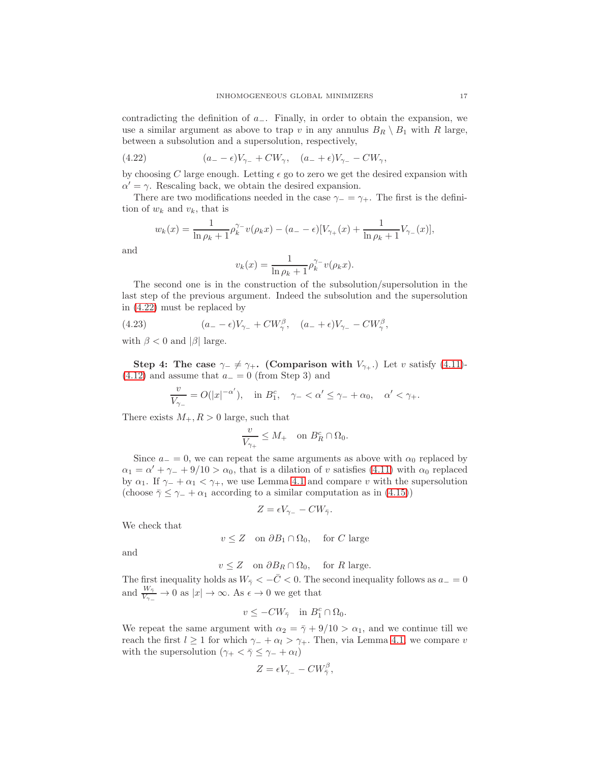contradicting the definition of $a_-$. Finally, in order to obtain the expansion, we use a similar argument as above to trap $v$ in any annulus $B_R \setminus B_1$ with $R$ large, between a subsolution and a supersolution, respectively,

$$(a_- - \epsilon)V_{\gamma_-} + CW_\gamma, \quad (a_- + \epsilon)V_{\gamma_-} - CW_\gamma, \tag{4.22}$$

by choosing $C$ large enough. Letting $\epsilon$ go to zero we get the desired expansion with $\alpha' = \gamma$. Rescaling back, we obtain the desired expansion.

There are two modifications needed in the case $\gamma_- = \gamma_+$. The first is the definition of $w_k$ and $v_k$, that is

$$w_k(x) = \frac{1}{\ln \rho_k + 1}\rho_k^{\gamma_-} v(\rho_k x) - (a_- - \epsilon)[V_{\gamma_+}(x) + \frac{1}{\ln \rho_k + 1}V_{\gamma_-}(x)],$$

and

$$v_k(x) = \frac{1}{\ln \rho_k + 1}\rho_k^{\gamma_-} v(\rho_k x).$$

The second one is in the construction of the subsolution/supersolution in the last step of the previous argument. Indeed the subsolution and the supersolution in (4.22) must be replaced by

$$(a_- - \epsilon)V_{\gamma_-} + CW_\gamma^\beta, \quad (a_- + \epsilon)V_{\gamma_-} - CW_\gamma^\beta, \tag{4.23}$$

with $\beta < 0$ and $|\beta|$ large.

**Step 4: The case $\gamma_- \neq \gamma_+$. (Comparison with $V_{\gamma_+}$.)** Let $v$ satisfy (4.11)-(4.12) and assume that $a_- = 0$ (from Step 3) and

$$\frac{v}{V_{\gamma_-}} = O(|x|^{-\alpha'}), \quad \text{in } B_1^c, \quad \gamma_- < \alpha' \le \gamma_- + \alpha_0, \quad \alpha' < \gamma_+.$$

There exists $M_+, R > 0$ large, such that

$$\frac{v}{V_{\gamma_+}} \le M_+ \quad \text{on } B_R^c \cap \Omega_0.$$

Since $a_- = 0$, we can repeat the same arguments as above with $\alpha_0$ replaced by $\alpha_1 = \alpha' + \gamma_- + 9/10 > \alpha_0$, that is a dilation of $v$ satisfies (4.11) with $\alpha_0$ replaced by $\alpha_1$. If $\gamma_- + \alpha_1 < \gamma_+$, we use Lemma 4.1 and compare $v$ with the supersolution (choose $\bar{\gamma} \le \gamma_- + \alpha_1$ according to a similar computation as in (4.15))

$$Z = \epsilon V_{\gamma_-} - CW_{\bar{\gamma}}.$$

We check that

$$v \le Z \quad \text{on } \partial B_1 \cap \Omega_0, \quad \text{for } C \text{ large}$$

and

$$v \le Z \quad \text{on } \partial B_R \cap \Omega_0, \quad \text{for } R \text{ large}.$$

The first inequality holds as $W_{\bar{\gamma}} < -\bar{C} < 0$. The second inequality follows as $a_- = 0$ and $\frac{W_{\bar{\gamma}}}{V_{\gamma_-}} \to 0$ as $|x| \to \infty$. As $\epsilon \to 0$ we get that

$$v \le -CW_{\bar{\gamma}} \quad \text{in } B_1^c \cap \Omega_0.$$

We repeat the same argument with $\alpha_2 = \bar{\gamma} + 9/10 > \alpha_1$, and we continue till we reach the first $l \ge 1$ for which $\gamma_- + \alpha_l > \gamma_+$. Then, via Lemma 4.1, we compare $v$ with the supersolution ($\gamma_+ < \bar{\gamma} \le \gamma_- + \alpha_l$)

$$Z = \epsilon V_{\gamma_-} - CW_{\bar{\gamma}}^\beta,$$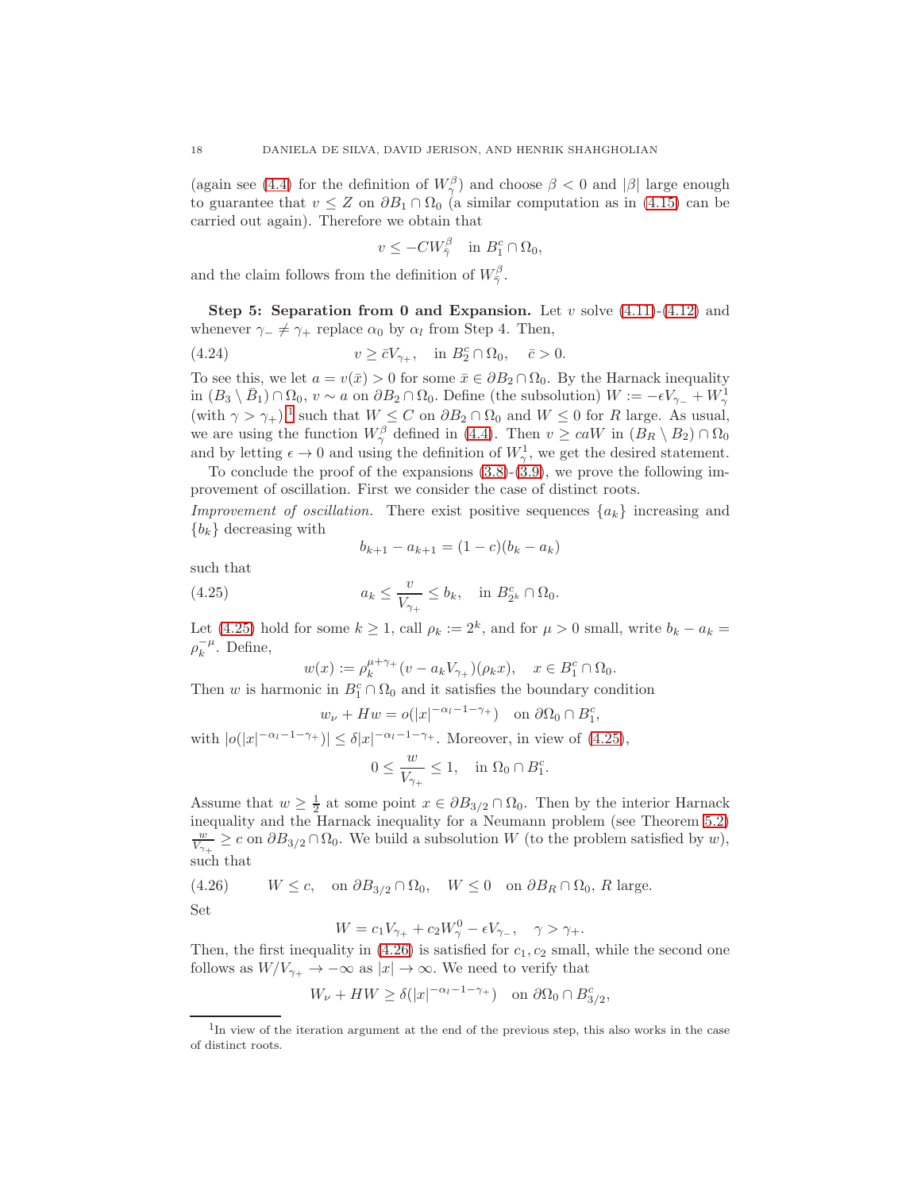(again see (4.4) for the definition of $W^{\beta}_{\gamma}$) and choose $\beta < 0$ and $|\beta|$ large enough to guarantee that $v \leq Z$ on $\partial B_1 \cap \Omega_0$ (a similar computation as in (4.15) can be carried out again). Therefore we obtain that

$$v \leq -CW^{\beta}_{\bar\gamma} \quad \text{in } B_1^c \cap \Omega_0,$$

and the claim follows from the definition of $W^{\beta}_{\bar\gamma}$.

**Step 5: Separation from 0 and Expansion.** Let $v$ solve (4.11)-(4.12) and whenever $\gamma_- \neq \gamma_+$ replace $\alpha_0$ by $\alpha_l$ from Step 4. Then,

$$v \geq \bar c V_{\gamma_+}, \quad \text{in } B_2^c \cap \Omega_0, \quad \bar c > 0. \tag{4.24}$$

To see this, we let $a = v(\bar x) > 0$ for some $\bar x \in \partial B_2 \cap \Omega_0$. By the Harnack inequality in $(B_3 \setminus \bar B_1) \cap \Omega_0$, $v \sim a$ on $\partial B_2 \cap \Omega_0$. Define (the subsolution) $W := -\epsilon V_{\gamma_-} + W^1_\gamma$ (with $\gamma > \gamma_+$)[1] such that $W \leq C$ on $\partial B_2 \cap \Omega_0$ and $W \leq 0$ for $R$ large. As usual, we are using the function $W^{\beta}_{\gamma}$ defined in (4.4). Then $v \geq caW$ in $(B_R \setminus B_2) \cap \Omega_0$ and by letting $\epsilon \to 0$ and using the definition of $W^1_\gamma$, we get the desired statement.

To conclude the proof of the expansions (3.8)-(3.9), we prove the following improvement of oscillation. First we consider the case of distinct roots.

*Improvement of oscillation.* There exist positive sequences $\{a_k\}$ increasing and $\{b_k\}$ decreasing with

$$b_{k+1} - a_{k+1} = (1-c)(b_k - a_k)$$

such that

$$a_k \leq \frac{v}{V_{\gamma_+}} \leq b_k, \quad \text{in } B^c_{2^k} \cap \Omega_0. \tag{4.25}$$

Let (4.25) hold for some $k \geq 1$, call $\rho_k := 2^k$, and for $\mu > 0$ small, write $b_k - a_k = \rho_k^{-\mu}$. Define,

$$w(x) := \rho_k^{\mu+\gamma_+}(v - a_k V_{\gamma_+})(\rho_k x), \quad x \in B_1^c \cap \Omega_0.$$

Then $w$ is harmonic in $B_1^c \cap \Omega_0$ and it satisfies the boundary condition

$$w_\nu + Hw = o(|x|^{-\alpha_l - 1 - \gamma_+}) \quad \text{on } \partial\Omega_0 \cap B_1^c,$$

with $|o(|x|^{-\alpha_l-1-\gamma_+})| \leq \delta |x|^{-\alpha_l-1-\gamma_+}$. Moreover, in view of (4.25),

$$0 \leq \frac{w}{V_{\gamma_+}} \leq 1, \quad \text{in } \Omega_0 \cap B_1^c.$$

Assume that $w \geq \frac{1}{2}$ at some point $x \in \partial B_{3/2} \cap \Omega_0$. Then by the interior Harnack inequality and the Harnack inequality for a Neumann problem (see Theorem 5.2) $\frac{w}{V_{\gamma_+}} \geq c$ on $\partial B_{3/2} \cap \Omega_0$. We build a subsolution $W$ (to the problem satisfied by $w$), such that

$$W \leq c, \quad \text{on } \partial B_{3/2} \cap \Omega_0, \quad W \leq 0 \quad \text{on } \partial B_R \cap \Omega_0,\ R \text{ large}. \tag{4.26}$$

Set

$$W = c_1 V_{\gamma_+} + c_2 W^0_\gamma - \epsilon V_{\gamma_-}, \quad \gamma > \gamma_+.$$

Then, the first inequality in (4.26) is satisfied for $c_1, c_2$ small, while the second one follows as $W/V_{\gamma_+} \to -\infty$ as $|x| \to \infty$. We need to verify that

$$W_\nu + HW \geq \delta(|x|^{-\alpha_l-1-\gamma_+}) \quad \text{on } \partial\Omega_0 \cap B^c_{3/2},$$

---

[1] In view of the iteration argument at the end of the previous step, this also works in the case of distinct roots.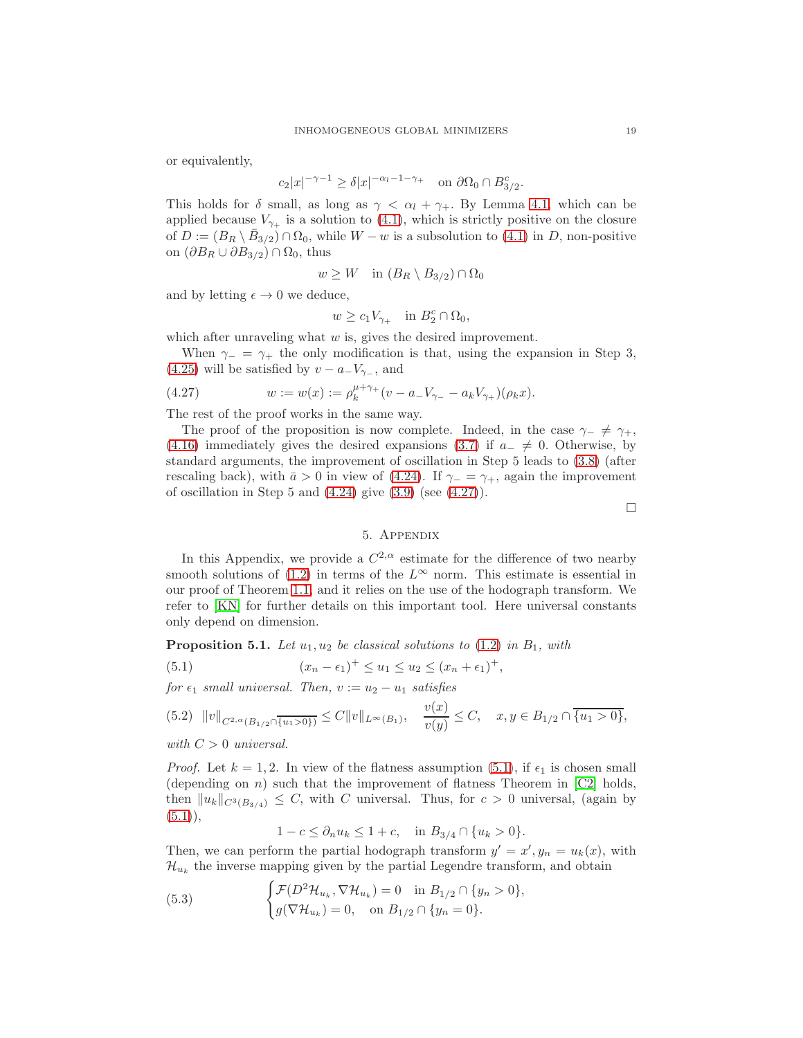or equivalently,

$$c_2|x|^{-\gamma-1} \geq \delta|x|^{-\alpha_l-1-\gamma_+} \quad \text{on } \partial\Omega_0 \cap B^c_{3/2}.$$

This holds for $\delta$ small, as long as $\gamma < \alpha_l + \gamma_+$. By Lemma 4.1, which can be applied because $V_{\gamma_+}$ is a solution to (4.1), which is strictly positive on the closure of $D := (B_R \setminus \bar{B}_{3/2}) \cap \Omega_0$, while $W - w$ is a subsolution to (4.1) in $D$, non-positive on $(\partial B_R \cup \partial B_{3/2}) \cap \Omega_0$, thus

$$w \geq W \quad \text{in } (B_R \setminus B_{3/2}) \cap \Omega_0$$

and by letting $\epsilon \to 0$ we deduce,

$$w \geq c_1 V_{\gamma_+} \quad \text{in } B^c_2 \cap \Omega_0,$$

which after unraveling what $w$ is, gives the desired improvement.

When $\gamma_- = \gamma_+$ the only modification is that, using the expansion in Step 3, (4.25) will be satisfied by $v - a_- V_{\gamma_-}$, and

$$w := w(x) := \rho_k^{\mu+\gamma_+}(v - a_- V_{\gamma_-} - a_k V_{\gamma_+})(\rho_k x). \tag{4.27}$$

The rest of the proof works in the same way.

The proof of the proposition is now complete. Indeed, in the case $\gamma_- \neq \gamma_+$, (4.16) immediately gives the desired expansions (3.7) if $a_- \neq 0$. Otherwise, by standard arguments, the improvement of oscillation in Step 5 leads to (3.8) (after rescaling back), with $\bar{a} > 0$ in view of (4.24). If $\gamma_- = \gamma_+$, again the improvement of oscillation in Step 5 and (4.24) give (3.9) (see (4.27)).

□

## 5. Appendix

In this Appendix, we provide a $C^{2,\alpha}$ estimate for the difference of two nearby smooth solutions of (1.2) in terms of the $L^\infty$ norm. This estimate is essential in our proof of Theorem 1.1, and it relies on the use of the hodograph transform. We refer to [KN] for further details on this important tool. Here universal constants only depend on dimension.

**Proposition 5.1.** *Let $u_1, u_2$ be classical solutions to (1.2) in $B_1$, with*

$$(x_n - \epsilon_1)^+ \leq u_1 \leq u_2 \leq (x_n + \epsilon_1)^+, \tag{5.1}$$

*for $\epsilon_1$ small universal. Then, $v := u_2 - u_1$ satisfies*

$$\|v\|_{C^{2,\alpha}(B_{1/2} \cap \overline{\{u_1 > 0\}})} \leq C\|v\|_{L^\infty(B_1)}, \quad \frac{v(x)}{v(y)} \leq C, \quad x, y \in B_{1/2} \cap \overline{\{u_1 > 0\}}, \tag{5.2}$$

*with $C > 0$ universal.*

*Proof.* Let $k = 1, 2$. In view of the flatness assumption (5.1), if $\epsilon_1$ is chosen small (depending on $n$) such that the improvement of flatness Theorem in [C2] holds, then $\|u_k\|_{C^3(B_{3/4})} \leq C$, with $C$ universal. Thus, for $c > 0$ universal, (again by (5.1)),

$$1 - c \leq \partial_n u_k \leq 1 + c, \quad \text{in } B_{3/4} \cap \{u_k > 0\}.$$

Then, we can perform the partial hodograph transform $y' = x', y_n = u_k(x)$, with $\mathcal{H}_{u_k}$ the inverse mapping given by the partial Legendre transform, and obtain

$$\begin{cases} \mathcal{F}(D^2\mathcal{H}_{u_k}, \nabla\mathcal{H}_{u_k}) = 0 & \text{in } B_{1/2} \cap \{y_n > 0\}, \\ g(\nabla\mathcal{H}_{u_k}) = 0, & \text{on } B_{1/2} \cap \{y_n = 0\}. \end{cases} \tag{5.3}$$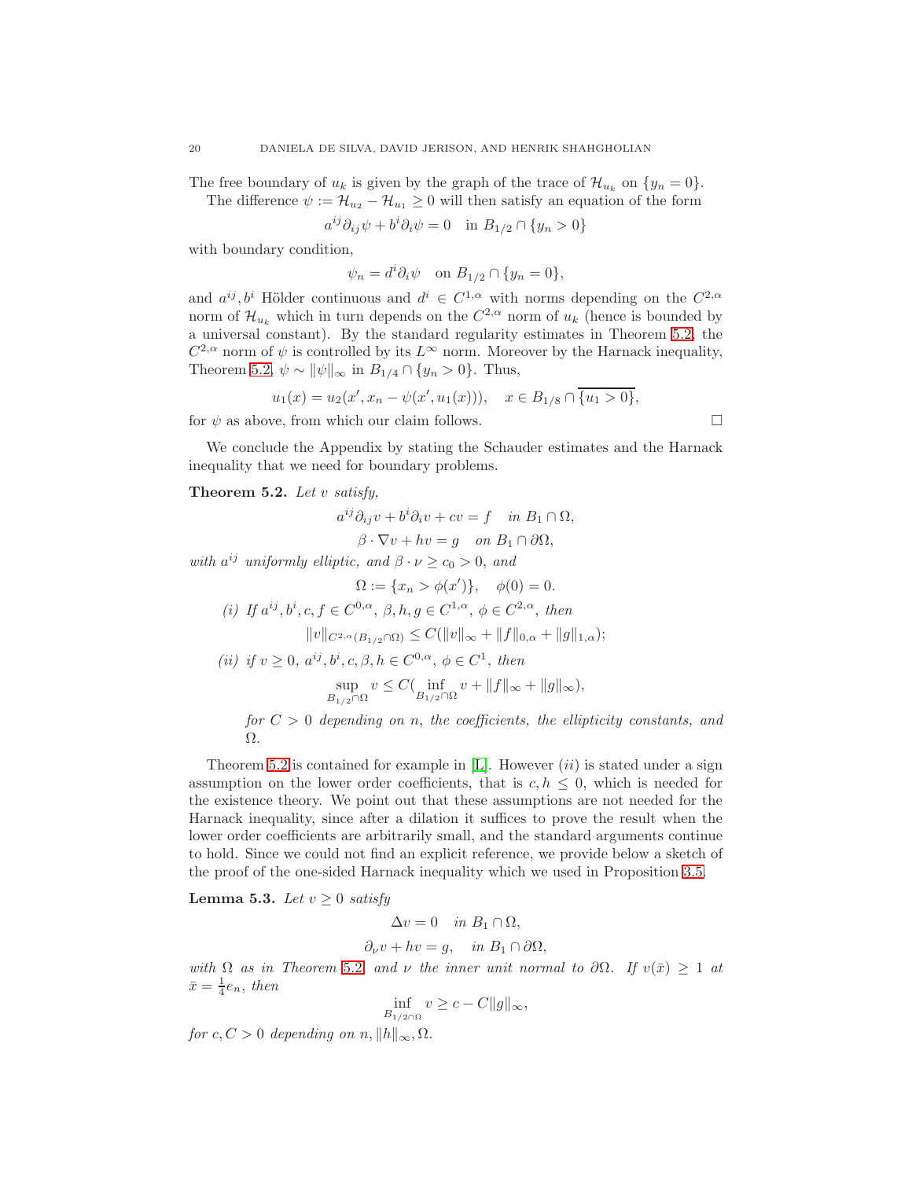The free boundary of $u_k$ is given by the graph of the trace of $\mathcal{H}_{u_k}$ on $\{y_n = 0\}$.

The difference $\psi := \mathcal{H}_{u_2} - \mathcal{H}_{u_1} \geq 0$ will then satisfy an equation of the form

$$a^{ij}\partial_{ij}\psi + b^i\partial_i\psi = 0 \quad \text{in } B_{1/2} \cap \{y_n > 0\}$$

with boundary condition,

$$\psi_n = d^i\partial_i\psi \quad \text{on } B_{1/2} \cap \{y_n = 0\},$$

and $a^{ij}, b^i$ Hölder continuous and $d^i \in C^{1,\alpha}$ with norms depending on the $C^{2,\alpha}$ norm of $\mathcal{H}_{u_k}$ which in turn depends on the $C^{2,\alpha}$ norm of $u_k$ (hence is bounded by a universal constant). By the standard regularity estimates in Theorem 5.2, the $C^{2,\alpha}$ norm of $\psi$ is controlled by its $L^\infty$ norm. Moreover by the Harnack inequality, Theorem 5.2, $\psi \sim \|\psi\|_\infty$ in $B_{1/4} \cap \{y_n > 0\}$. Thus,

$$u_1(x) = u_2(x', x_n - \psi(x', u_1(x))), \quad x \in B_{1/8} \cap \overline{\{u_1 > 0\}},$$

for $\psi$ as above, from which our claim follows. $\square$

We conclude the Appendix by stating the Schauder estimates and the Harnack inequality that we need for boundary problems.

**Theorem 5.2.** *Let $v$ satisfy,*

$$a^{ij}\partial_{ij}v + b^i\partial_i v + cv = f \quad \text{in } B_1 \cap \Omega,$$

$$\beta \cdot \nabla v + hv = g \quad \text{on } B_1 \cap \partial\Omega,$$

*with $a^{ij}$ uniformly elliptic, and $\beta \cdot \nu \geq c_0 > 0$, and*

$$\Omega := \{x_n > \phi(x')\}, \quad \phi(0) = 0.$$

*(i) If $a^{ij}, b^i, c, f \in C^{0,\alpha}$, $\beta, h, g \in C^{1,\alpha}$, $\phi \in C^{2,\alpha}$, then*

$$\|v\|_{C^{2,\alpha}(B_{1/2}\cap\Omega)} \leq C(\|v\|_\infty + \|f\|_{0,\alpha} + \|g\|_{1,\alpha});$$

*(ii) if $v \geq 0$, $a^{ij}, b^i, c, \beta, h \in C^{0,\alpha}$, $\phi \in C^1$, then*

$$\sup_{B_{1/2}\cap\Omega} v \leq C(\inf_{B_{1/2}\cap\Omega} v + \|f\|_\infty + \|g\|_\infty),$$

*for $C > 0$ depending on $n$, the coefficients, the ellipticity constants, and $\Omega$.*

Theorem 5.2 is contained for example in [L]. However $(ii)$ is stated under a sign assumption on the lower order coefficients, that is $c, h \leq 0$, which is needed for the existence theory. We point out that these assumptions are not needed for the Harnack inequality, since after a dilation it suffices to prove the result when the lower order coefficients are arbitrarily small, and the standard arguments continue to hold. Since we could not find an explicit reference, we provide below a sketch of the proof of the one-sided Harnack inequality which we used in Proposition 3.5.

**Lemma 5.3.** *Let $v \geq 0$ satisfy*

$$\Delta v = 0 \quad \text{in } B_1 \cap \Omega,$$

$$\partial_\nu v + hv = g, \quad \text{in } B_1 \cap \partial\Omega,$$

*with $\Omega$ as in Theorem 5.2 and $\nu$ the inner unit normal to $\partial\Omega$. If $v(\bar{x}) \geq 1$ at $\bar{x} = \frac{1}{4}e_n$, then*

$$\inf_{B_{1/2}\cap\Omega} v \geq c - C\|g\|_\infty,$$

*for $c, C > 0$ depending on $n, \|h\|_\infty, \Omega$.*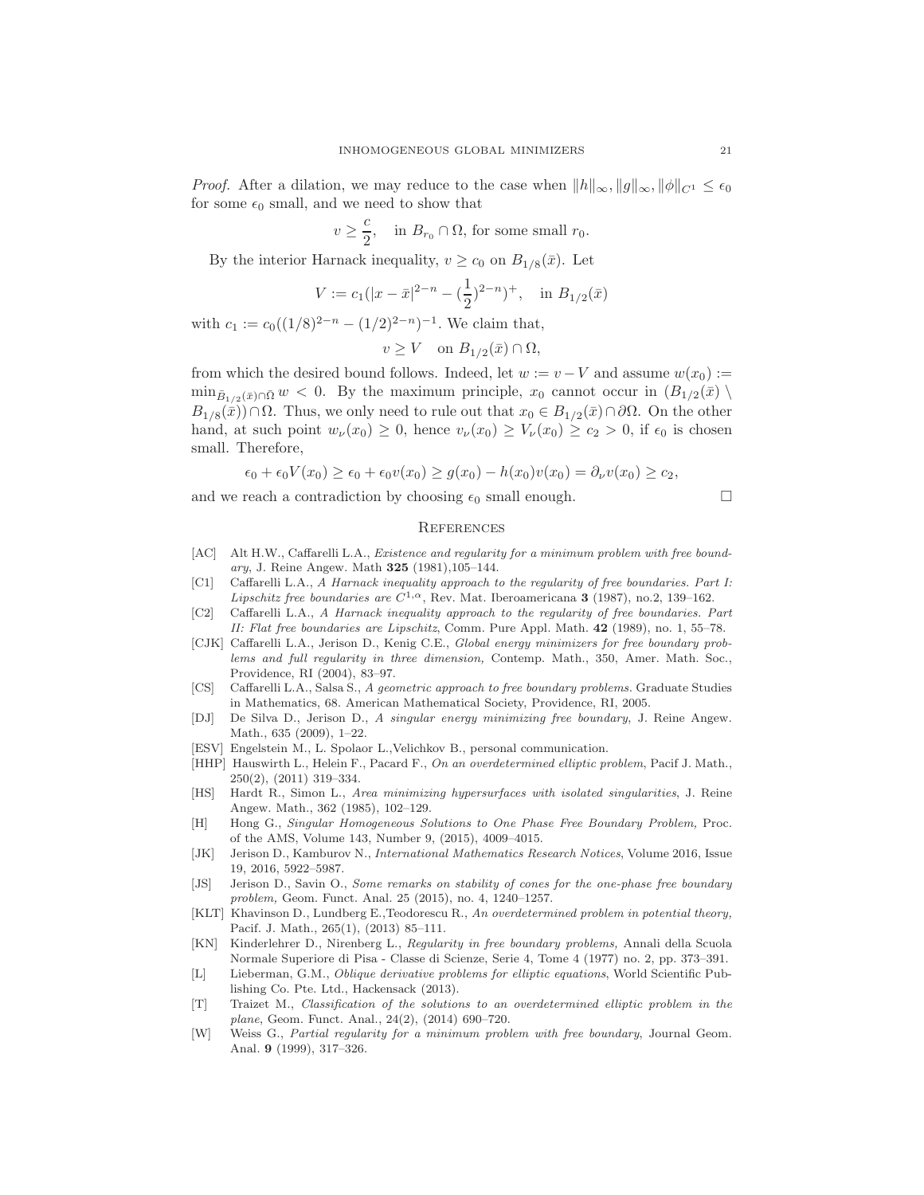*Proof.* After a dilation, we may reduce to the case when $\|h\|_\infty, \|g\|_\infty, \|\phi\|_{C^1} \le \epsilon_0$ for some $\epsilon_0$ small, and we need to show that

$$v \ge \frac{c}{2}, \quad \text{in } B_{r_0} \cap \Omega, \text{ for some small } r_0.$$

By the interior Harnack inequality, $v \ge c_0$ on $B_{1/8}(\bar{x})$. Let

$$V := c_1(|x-\bar{x}|^{2-n} - (\frac{1}{2})^{2-n})^+, \quad \text{in } B_{1/2}(\bar{x})$$

with $c_1 := c_0((1/8)^{2-n} - (1/2)^{2-n})^{-1}$. We claim that,

$$v \ge V \quad \text{on } B_{1/2}(\bar{x}) \cap \Omega,$$

from which the desired bound follows. Indeed, let $w := v - V$ and assume $w(x_0) := \min_{\bar{B}_{1/2}(\bar{x})\cap\bar{\Omega}} w < 0$. By the maximum principle, $x_0$ cannot occur in $(B_{1/2}(\bar{x}) \setminus B_{1/8}(\bar{x})) \cap \Omega$. Thus, we only need to rule out that $x_0 \in B_{1/2}(\bar{x}) \cap \partial\Omega$. On the other hand, at such point $w_\nu(x_0) \ge 0$, hence $v_\nu(x_0) \ge V_\nu(x_0) \ge c_2 > 0$, if $\epsilon_0$ is chosen small. Therefore,

$$\epsilon_0 + \epsilon_0 V(x_0) \ge \epsilon_0 + \epsilon_0 v(x_0) \ge g(x_0) - h(x_0)v(x_0) = \partial_\nu v(x_0) \ge c_2,$$

and we reach a contradiction by choosing $\epsilon_0$ small enough. □

## References

[AC] Alt H.W., Caffarelli L.A., *Existence and regularity for a minimum problem with free boundary*, J. Reine Angew. Math **325** (1981),105–144.

[C1] Caffarelli L.A., *A Harnack inequality approach to the regularity of free boundaries. Part I: Lipschitz free boundaries are $C^{1,\alpha}$*, Rev. Mat. Iberoamericana **3** (1987), no.2, 139–162.

[C2] Caffarelli L.A., *A Harnack inequality approach to the regularity of free boundaries. Part II: Flat free boundaries are Lipschitz*, Comm. Pure Appl. Math. **42** (1989), no. 1, 55–78.

[CJK] Caffarelli L.A., Jerison D., Kenig C.E., *Global energy minimizers for free boundary problems and full regularity in three dimension,* Contemp. Math., 350, Amer. Math. Soc., Providence, RI (2004), 83–97.

[CS] Caffarelli L.A., Salsa S., *A geometric approach to free boundary problems.* Graduate Studies in Mathematics, 68. American Mathematical Society, Providence, RI, 2005.

[DJ] De Silva D., Jerison D., *A singular energy minimizing free boundary*, J. Reine Angew. Math., 635 (2009), 1–22.

[ESV] Engelstein M., L. Spolaor L.,Velichkov B., personal communication.

[HHP] Hauswirth L., Helein F., Pacard F., *On an overdetermined elliptic problem*, Pacif J. Math., 250(2), (2011) 319–334.

[HS] Hardt R., Simon L., *Area minimizing hypersurfaces with isolated singularities*, J. Reine Angew. Math., 362 (1985), 102–129.

[H] Hong G., *Singular Homogeneous Solutions to One Phase Free Boundary Problem,* Proc. of the AMS, Volume 143, Number 9, (2015), 4009–4015.

[JK] Jerison D., Kamburov N., *International Mathematics Research Notices*, Volume 2016, Issue 19, 2016, 5922–5987.

[JS] Jerison D., Savin O., *Some remarks on stability of cones for the one-phase free boundary problem,* Geom. Funct. Anal. 25 (2015), no. 4, 1240–1257.

[KLT] Khavinson D., Lundberg E.,Teodorescu R., *An overdetermined problem in potential theory,* Pacif. J. Math., 265(1), (2013) 85–111.

[KN] Kinderlehrer D., Nirenberg L., *Regularity in free boundary problems,* Annali della Scuola Normale Superiore di Pisa - Classe di Scienze, Serie 4, Tome 4 (1977) no. 2, pp. 373–391.

[L] Lieberman, G.M., *Oblique derivative problems for elliptic equations*, World Scientific Publishing Co. Pte. Ltd., Hackensack (2013).

[T] Traizet M., *Classification of the solutions to an overdetermined elliptic problem in the plane*, Geom. Funct. Anal., 24(2), (2014) 690–720.

[W] Weiss G., *Partial regularity for a minimum problem with free boundary*, Journal Geom. Anal. **9** (1999), 317–326.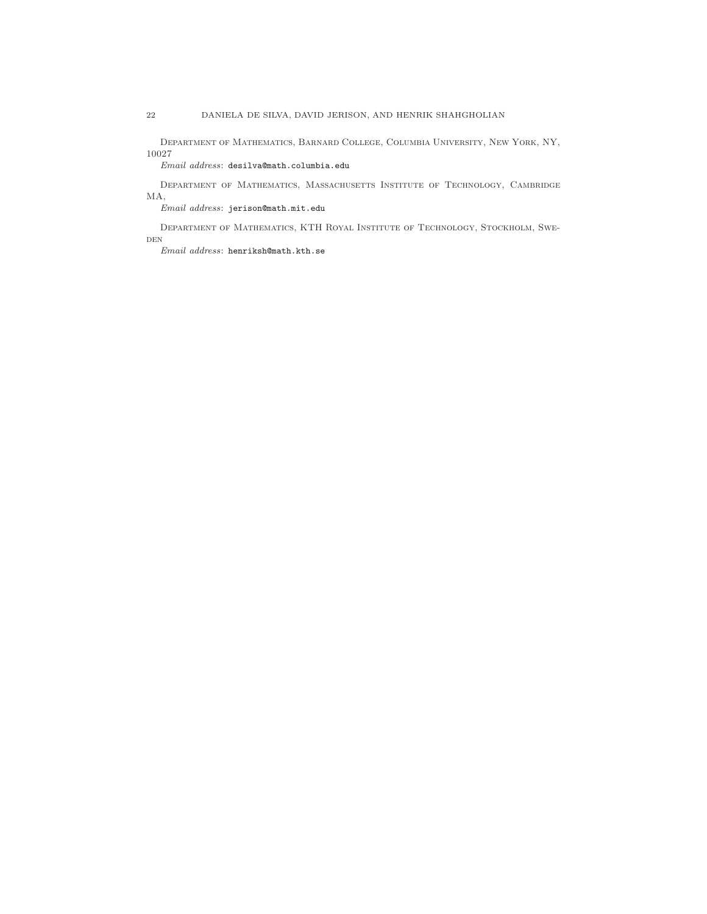Department of Mathematics, Barnard College, Columbia University, New York, NY, 10027

*Email address*: desilva@math.columbia.edu

Department of Mathematics, Massachusetts Institute of Technology, Cambridge MA,

*Email address*: jerison@math.mit.edu

Department of Mathematics, KTH Royal Institute of Technology, Stockholm, Sweden

*Email address*: henriksh@math.kth.se